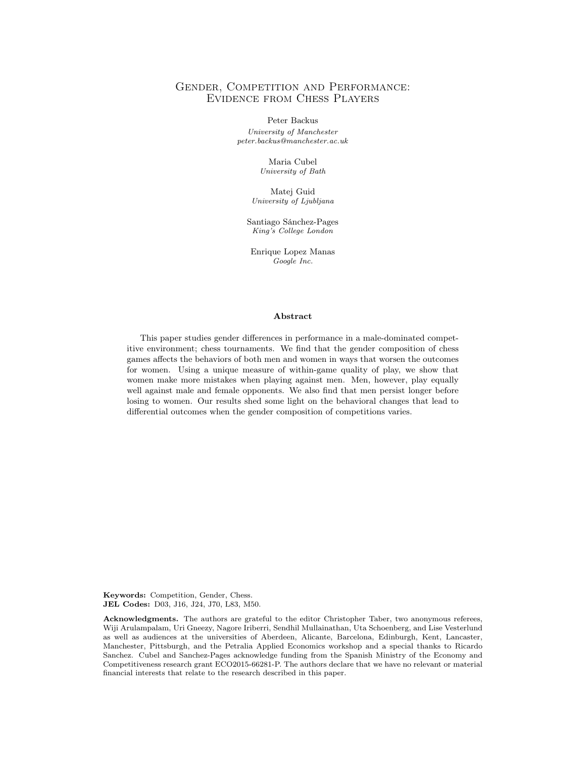# Gender, Competition and Performance: Evidence from Chess Players

Peter Backus
*University of Manchester*
*peter.backus@manchester.ac.uk*

Maria Cubel
*University of Bath*

Matej Guid
*University of Ljubljana*

Santiago Sánchez-Pages
*King's College London*

Enrique Lopez Manas
*Google Inc.*

## Abstract

This paper studies gender differences in performance in a male-dominated competitive environment; chess tournaments. We find that the gender composition of chess games affects the behaviors of both men and women in ways that worsen the outcomes for women. Using a unique measure of within-game quality of play, we show that women make more mistakes when playing against men. Men, however, play equally well against male and female opponents. We also find that men persist longer before losing to women. Our results shed some light on the behavioral changes that lead to differential outcomes when the gender composition of competitions varies.

**Keywords:** Competition, Gender, Chess.
**JEL Codes:** D03, J16, J24, J70, L83, M50.

**Acknowledgments.** The authors are grateful to the editor Christopher Taber, two anonymous referees, Wiji Arulampalam, Uri Gneezy, Nagore Iriberri, Sendhil Mullainathan, Uta Schoenberg, and Lise Vesterlund as well as audiences at the universities of Aberdeen, Alicante, Barcelona, Edinburgh, Kent, Lancaster, Manchester, Pittsburgh, and the Petralia Applied Economics workshop and a special thanks to Ricardo Sanchez. Cubel and Sanchez-Pages acknowledge funding from the Spanish Ministry of the Economy and Competitiveness research grant ECO2015-66281-P. The authors declare that we have no relevant or material financial interests that relate to the research described in this paper.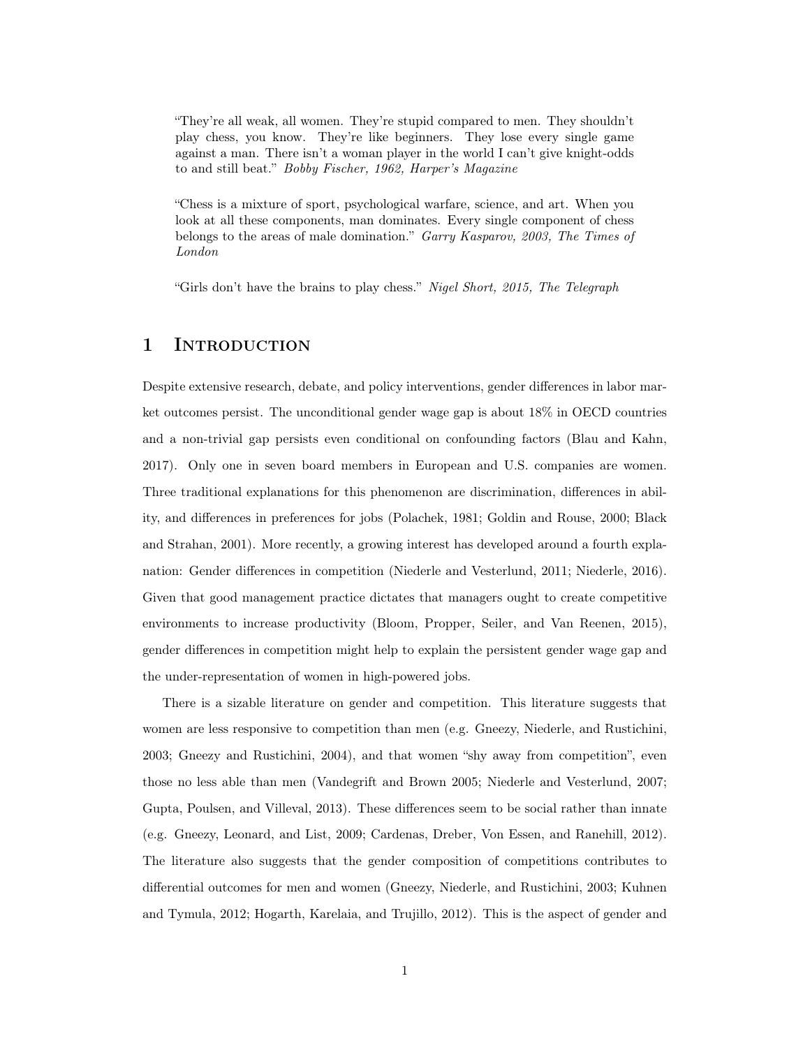> "They're all weak, all women. They're stupid compared to men. They shouldn't play chess, you know. They're like beginners. They lose every single game against a man. There isn't a woman player in the world I can't give knight-odds to and still beat." *Bobby Fischer, 1962, Harper's Magazine*

> "Chess is a mixture of sport, psychological warfare, science, and art. When you look at all these components, man dominates. Every single component of chess belongs to the areas of male domination." *Garry Kasparov, 2003, The Times of London*

> "Girls don't have the brains to play chess." *Nigel Short, 2015, The Telegraph*

# 1 Introduction

Despite extensive research, debate, and policy interventions, gender differences in labor market outcomes persist. The unconditional gender wage gap is about 18% in OECD countries and a non-trivial gap persists even conditional on confounding factors (Blau and Kahn, 2017). Only one in seven board members in European and U.S. companies are women. Three traditional explanations for this phenomenon are discrimination, differences in ability, and differences in preferences for jobs (Polachek, 1981; Goldin and Rouse, 2000; Black and Strahan, 2001). More recently, a growing interest has developed around a fourth explanation: Gender differences in competition (Niederle and Vesterlund, 2011; Niederle, 2016). Given that good management practice dictates that managers ought to create competitive environments to increase productivity (Bloom, Propper, Seiler, and Van Reenen, 2015), gender differences in competition might help to explain the persistent gender wage gap and the under-representation of women in high-powered jobs.

There is a sizable literature on gender and competition. This literature suggests that women are less responsive to competition than men (e.g. Gneezy, Niederle, and Rustichini, 2003; Gneezy and Rustichini, 2004), and that women "shy away from competition", even those no less able than men (Vandegrift and Brown 2005; Niederle and Vesterlund, 2007; Gupta, Poulsen, and Villeval, 2013). These differences seem to be social rather than innate (e.g. Gneezy, Leonard, and List, 2009; Cardenas, Dreber, Von Essen, and Ranehill, 2012). The literature also suggests that the gender composition of competitions contributes to differential outcomes for men and women (Gneezy, Niederle, and Rustichini, 2003; Kuhnen and Tymula, 2012; Hogarth, Karelaia, and Trujillo, 2012). This is the aspect of gender and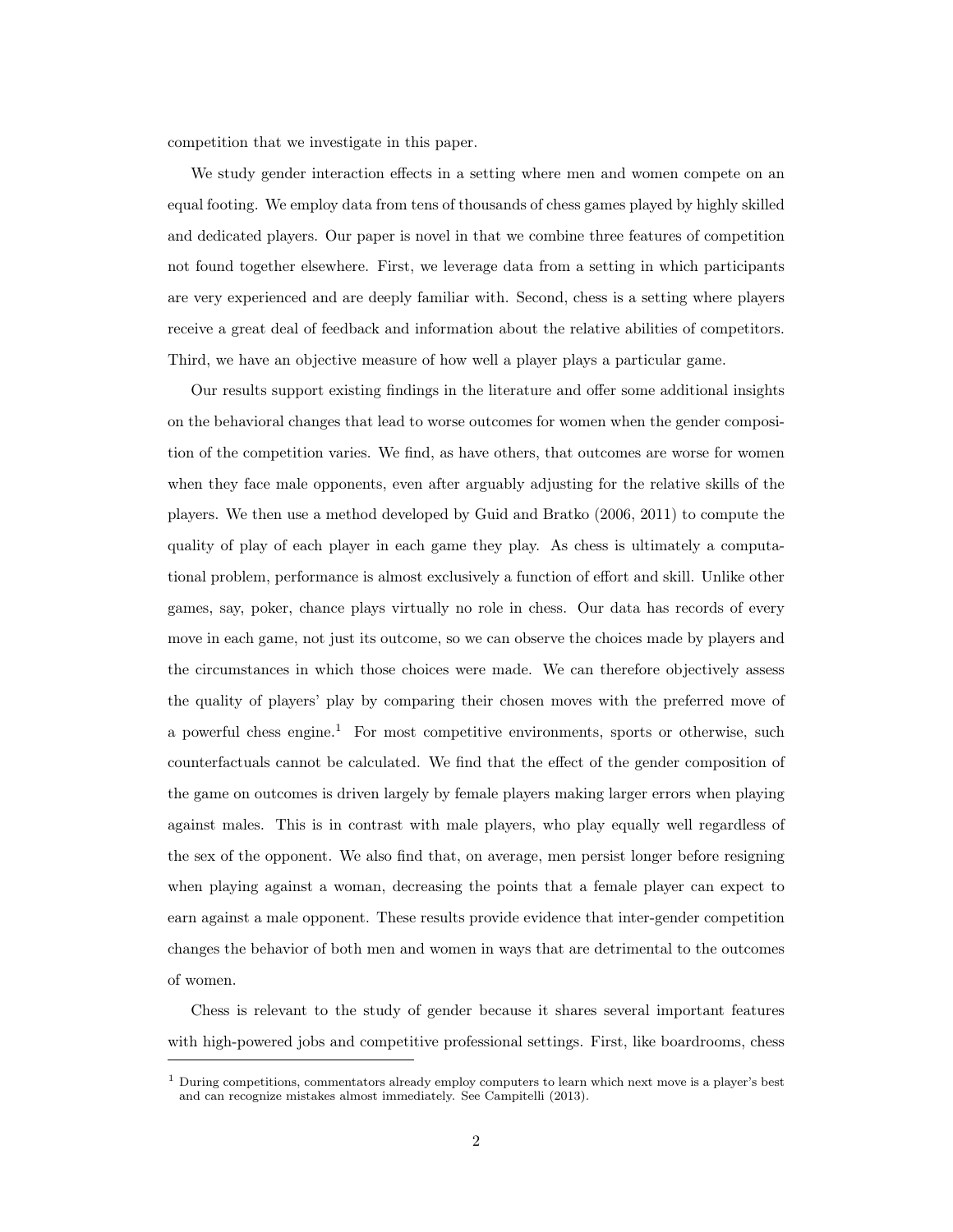competition that we investigate in this paper.

We study gender interaction effects in a setting where men and women compete on an equal footing. We employ data from tens of thousands of chess games played by highly skilled and dedicated players. Our paper is novel in that we combine three features of competition not found together elsewhere. First, we leverage data from a setting in which participants are very experienced and are deeply familiar with. Second, chess is a setting where players receive a great deal of feedback and information about the relative abilities of competitors. Third, we have an objective measure of how well a player plays a particular game.

Our results support existing findings in the literature and offer some additional insights on the behavioral changes that lead to worse outcomes for women when the gender composition of the competition varies. We find, as have others, that outcomes are worse for women when they face male opponents, even after arguably adjusting for the relative skills of the players. We then use a method developed by Guid and Bratko (2006, 2011) to compute the quality of play of each player in each game they play. As chess is ultimately a computational problem, performance is almost exclusively a function of effort and skill. Unlike other games, say, poker, chance plays virtually no role in chess. Our data has records of every move in each game, not just its outcome, so we can observe the choices made by players and the circumstances in which those choices were made. We can therefore objectively assess the quality of players' play by comparing their chosen moves with the preferred move of a powerful chess engine.[1] For most competitive environments, sports or otherwise, such counterfactuals cannot be calculated. We find that the effect of the gender composition of the game on outcomes is driven largely by female players making larger errors when playing against males. This is in contrast with male players, who play equally well regardless of the sex of the opponent. We also find that, on average, men persist longer before resigning when playing against a woman, decreasing the points that a female player can expect to earn against a male opponent. These results provide evidence that inter-gender competition changes the behavior of both men and women in ways that are detrimental to the outcomes of women.

Chess is relevant to the study of gender because it shares several important features with high-powered jobs and competitive professional settings. First, like boardrooms, chess

[1] During competitions, commentators already employ computers to learn which next move is a player's best and can recognize mistakes almost immediately. See Campitelli (2013).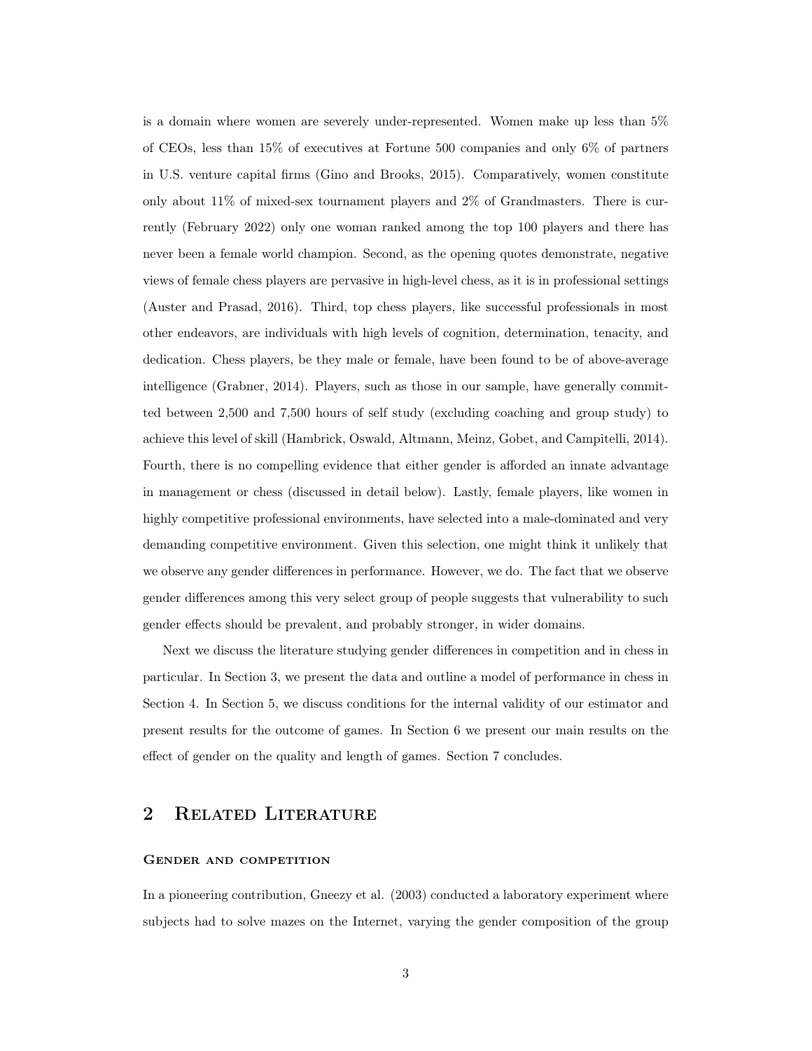is a domain where women are severely under-represented. Women make up less than 5% of CEOs, less than 15% of executives at Fortune 500 companies and only 6% of partners in U.S. venture capital firms (Gino and Brooks, 2015). Comparatively, women constitute only about 11% of mixed-sex tournament players and 2% of Grandmasters. There is currently (February 2022) only one woman ranked among the top 100 players and there has never been a female world champion. Second, as the opening quotes demonstrate, negative views of female chess players are pervasive in high-level chess, as it is in professional settings (Auster and Prasad, 2016). Third, top chess players, like successful professionals in most other endeavors, are individuals with high levels of cognition, determination, tenacity, and dedication. Chess players, be they male or female, have been found to be of above-average intelligence (Grabner, 2014). Players, such as those in our sample, have generally committed between 2,500 and 7,500 hours of self study (excluding coaching and group study) to achieve this level of skill (Hambrick, Oswald, Altmann, Meinz, Gobet, and Campitelli, 2014). Fourth, there is no compelling evidence that either gender is afforded an innate advantage in management or chess (discussed in detail below). Lastly, female players, like women in highly competitive professional environments, have selected into a male-dominated and very demanding competitive environment. Given this selection, one might think it unlikely that we observe any gender differences in performance. However, we do. The fact that we observe gender differences among this very select group of people suggests that vulnerability to such gender effects should be prevalent, and probably stronger, in wider domains.

Next we discuss the literature studying gender differences in competition and in chess in particular. In Section 3, we present the data and outline a model of performance in chess in Section 4. In Section 5, we discuss conditions for the internal validity of our estimator and present results for the outcome of games. In Section 6 we present our main results on the effect of gender on the quality and length of games. Section 7 concludes.

## 2 Related Literature

#### Gender and competition

In a pioneering contribution, Gneezy et al. (2003) conducted a laboratory experiment where subjects had to solve mazes on the Internet, varying the gender composition of the group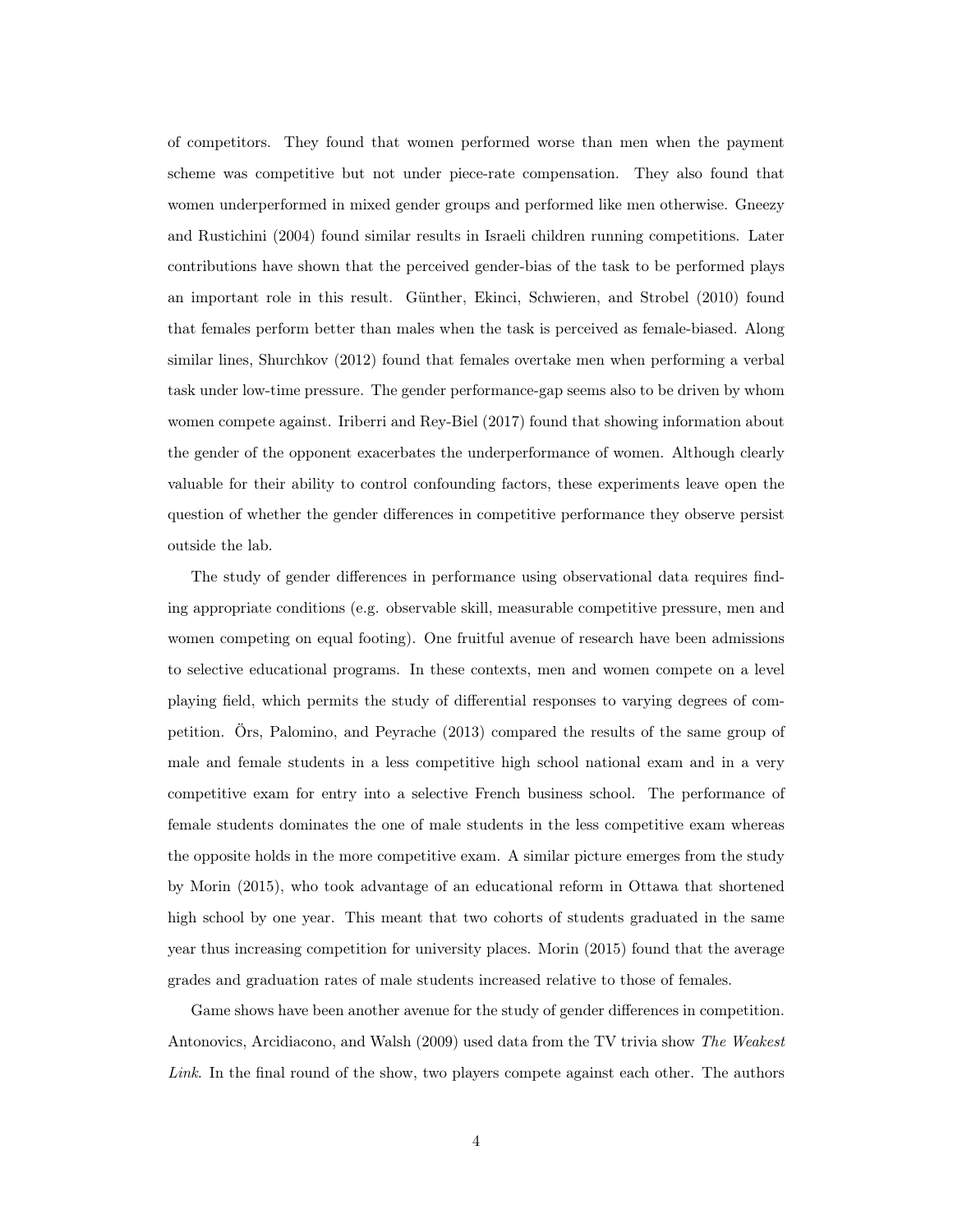of competitors. They found that women performed worse than men when the payment scheme was competitive but not under piece-rate compensation. They also found that women underperformed in mixed gender groups and performed like men otherwise. Gneezy and Rustichini (2004) found similar results in Israeli children running competitions. Later contributions have shown that the perceived gender-bias of the task to be performed plays an important role in this result. Günther, Ekinci, Schwieren, and Strobel (2010) found that females perform better than males when the task is perceived as female-biased. Along similar lines, Shurchkov (2012) found that females overtake men when performing a verbal task under low-time pressure. The gender performance-gap seems also to be driven by whom women compete against. Iriberri and Rey-Biel (2017) found that showing information about the gender of the opponent exacerbates the underperformance of women. Although clearly valuable for their ability to control confounding factors, these experiments leave open the question of whether the gender differences in competitive performance they observe persist outside the lab.

The study of gender differences in performance using observational data requires finding appropriate conditions (e.g. observable skill, measurable competitive pressure, men and women competing on equal footing). One fruitful avenue of research have been admissions to selective educational programs. In these contexts, men and women compete on a level playing field, which permits the study of differential responses to varying degrees of competition. Örs, Palomino, and Peyrache (2013) compared the results of the same group of male and female students in a less competitive high school national exam and in a very competitive exam for entry into a selective French business school. The performance of female students dominates the one of male students in the less competitive exam whereas the opposite holds in the more competitive exam. A similar picture emerges from the study by Morin (2015), who took advantage of an educational reform in Ottawa that shortened high school by one year. This meant that two cohorts of students graduated in the same year thus increasing competition for university places. Morin (2015) found that the average grades and graduation rates of male students increased relative to those of females.

Game shows have been another avenue for the study of gender differences in competition. Antonovics, Arcidiacono, and Walsh (2009) used data from the TV trivia show *The Weakest Link*. In the final round of the show, two players compete against each other. The authors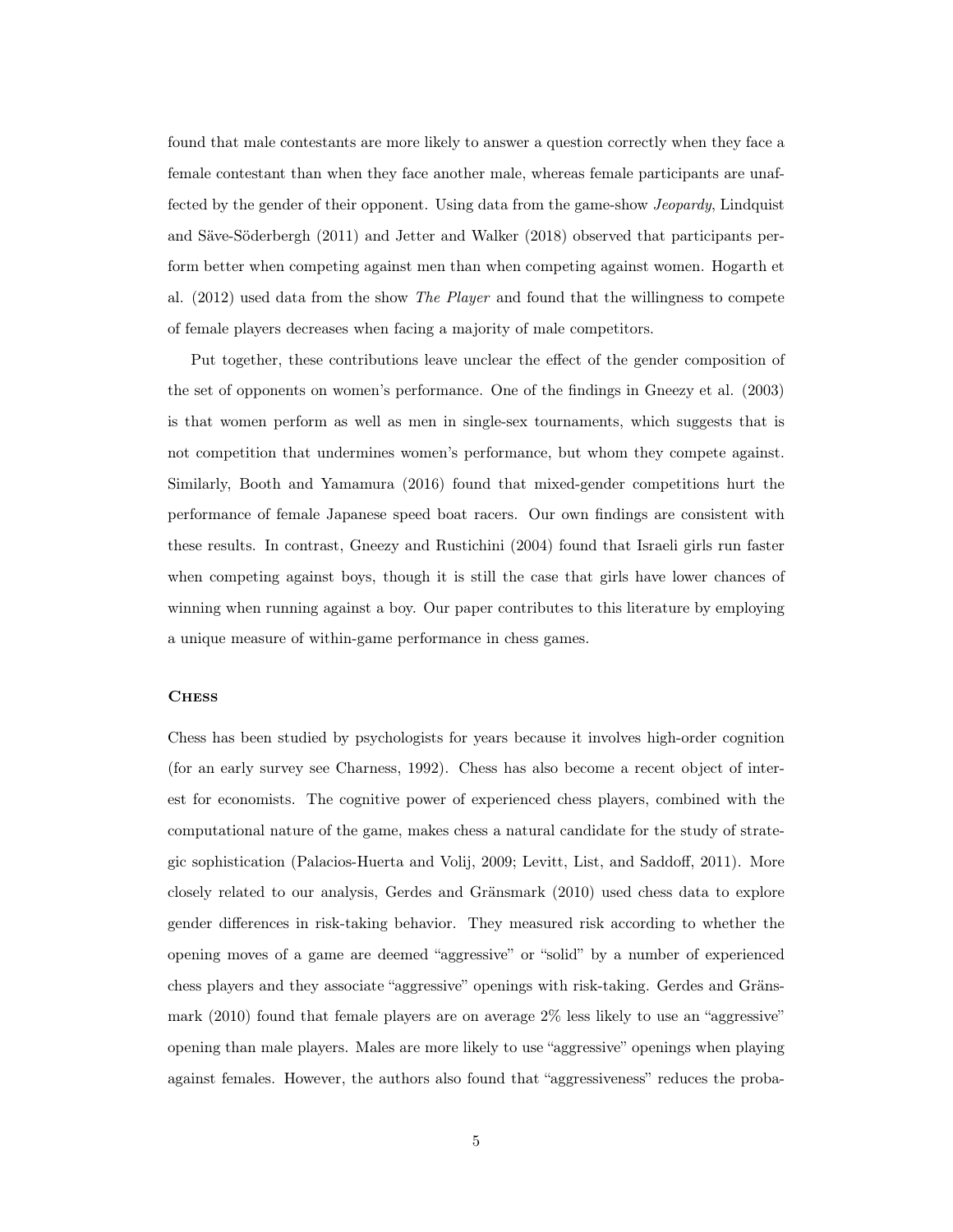found that male contestants are more likely to answer a question correctly when they face a female contestant than when they face another male, whereas female participants are unaffected by the gender of their opponent. Using data from the game-show *Jeopardy*, Lindquist and Säve-Söderbergh (2011) and Jetter and Walker (2018) observed that participants perform better when competing against men than when competing against women. Hogarth et al. (2012) used data from the show *The Player* and found that the willingness to compete of female players decreases when facing a majority of male competitors.

Put together, these contributions leave unclear the effect of the gender composition of the set of opponents on women's performance. One of the findings in Gneezy et al. (2003) is that women perform as well as men in single-sex tournaments, which suggests that is not competition that undermines women's performance, but whom they compete against. Similarly, Booth and Yamamura (2016) found that mixed-gender competitions hurt the performance of female Japanese speed boat racers. Our own findings are consistent with these results. In contrast, Gneezy and Rustichini (2004) found that Israeli girls run faster when competing against boys, though it is still the case that girls have lower chances of winning when running against a boy. Our paper contributes to this literature by employing a unique measure of within-game performance in chess games.

### Chess

Chess has been studied by psychologists for years because it involves high-order cognition (for an early survey see Charness, 1992). Chess has also become a recent object of interest for economists. The cognitive power of experienced chess players, combined with the computational nature of the game, makes chess a natural candidate for the study of strategic sophistication (Palacios-Huerta and Volij, 2009; Levitt, List, and Saddoff, 2011). More closely related to our analysis, Gerdes and Gränsmark (2010) used chess data to explore gender differences in risk-taking behavior. They measured risk according to whether the opening moves of a game are deemed "aggressive" or "solid" by a number of experienced chess players and they associate "aggressive" openings with risk-taking. Gerdes and Gränsmark (2010) found that female players are on average 2% less likely to use an "aggressive" opening than male players. Males are more likely to use "aggressive" openings when playing against females. However, the authors also found that "aggressiveness" reduces the proba-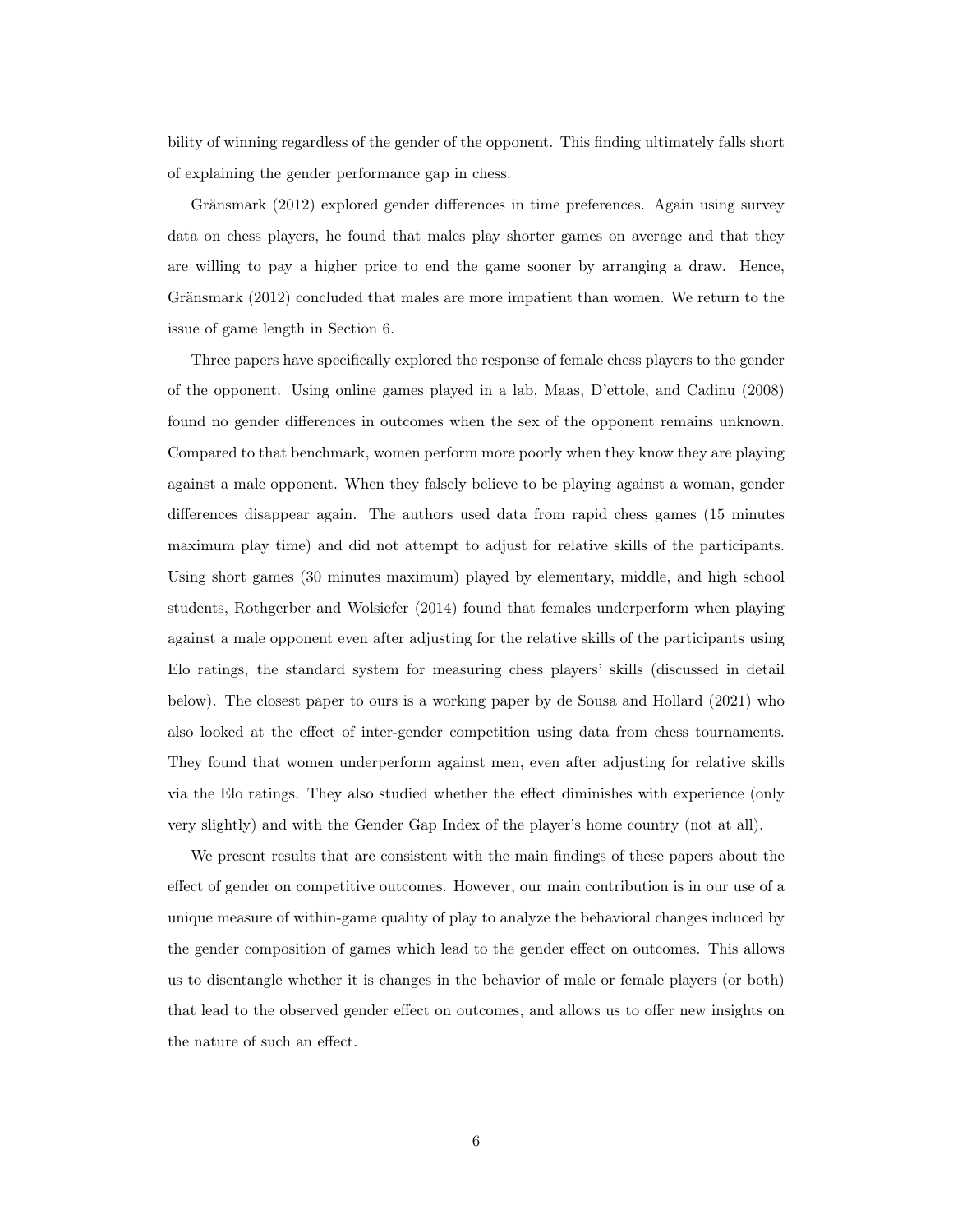bility of winning regardless of the gender of the opponent. This finding ultimately falls short of explaining the gender performance gap in chess.

Gränsmark (2012) explored gender differences in time preferences. Again using survey data on chess players, he found that males play shorter games on average and that they are willing to pay a higher price to end the game sooner by arranging a draw. Hence, Gränsmark (2012) concluded that males are more impatient than women. We return to the issue of game length in Section 6.

Three papers have specifically explored the response of female chess players to the gender of the opponent. Using online games played in a lab, Maas, D'ettole, and Cadinu (2008) found no gender differences in outcomes when the sex of the opponent remains unknown. Compared to that benchmark, women perform more poorly when they know they are playing against a male opponent. When they falsely believe to be playing against a woman, gender differences disappear again. The authors used data from rapid chess games (15 minutes maximum play time) and did not attempt to adjust for relative skills of the participants. Using short games (30 minutes maximum) played by elementary, middle, and high school students, Rothgerber and Wolsiefer (2014) found that females underperform when playing against a male opponent even after adjusting for the relative skills of the participants using Elo ratings, the standard system for measuring chess players' skills (discussed in detail below). The closest paper to ours is a working paper by de Sousa and Hollard (2021) who also looked at the effect of inter-gender competition using data from chess tournaments. They found that women underperform against men, even after adjusting for relative skills via the Elo ratings. They also studied whether the effect diminishes with experience (only very slightly) and with the Gender Gap Index of the player's home country (not at all).

We present results that are consistent with the main findings of these papers about the effect of gender on competitive outcomes. However, our main contribution is in our use of a unique measure of within-game quality of play to analyze the behavioral changes induced by the gender composition of games which lead to the gender effect on outcomes. This allows us to disentangle whether it is changes in the behavior of male or female players (or both) that lead to the observed gender effect on outcomes, and allows us to offer new insights on the nature of such an effect.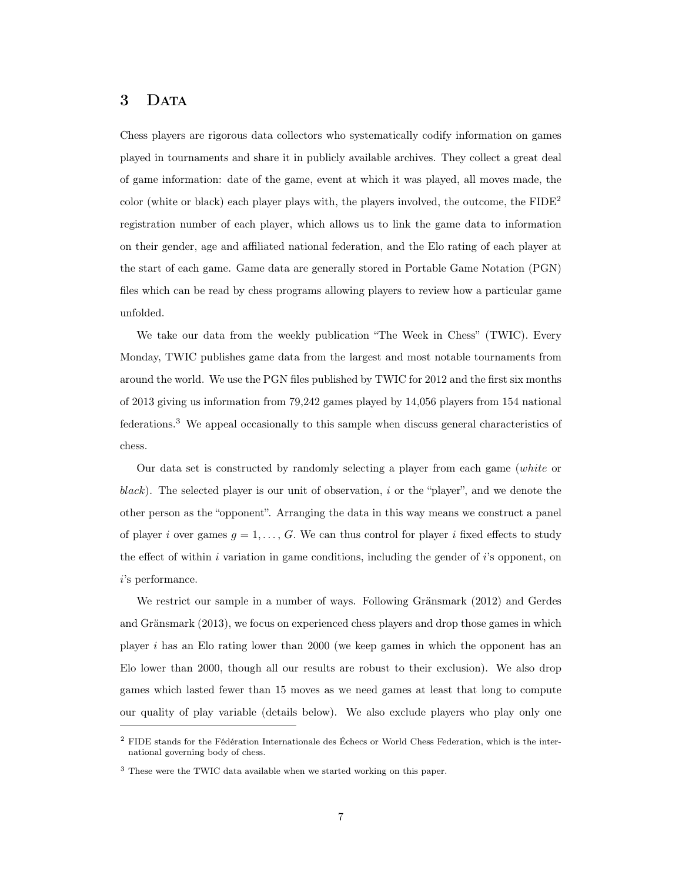# 3 DATA

Chess players are rigorous data collectors who systematically codify information on games played in tournaments and share it in publicly available archives. They collect a great deal of game information: date of the game, event at which it was played, all moves made, the color (white or black) each player plays with, the players involved, the outcome, the FIDE[2] registration number of each player, which allows us to link the game data to information on their gender, age and affiliated national federation, and the Elo rating of each player at the start of each game. Game data are generally stored in Portable Game Notation (PGN) files which can be read by chess programs allowing players to review how a particular game unfolded.

We take our data from the weekly publication "The Week in Chess" (TWIC). Every Monday, TWIC publishes game data from the largest and most notable tournaments from around the world. We use the PGN files published by TWIC for 2012 and the first six months of 2013 giving us information from 79,242 games played by 14,056 players from 154 national federations.[3] We appeal occasionally to this sample when discuss general characteristics of chess.

Our data set is constructed by randomly selecting a player from each game (*white* or *black*). The selected player is our unit of observation, $i$ or the "player", and we denote the other person as the "opponent". Arranging the data in this way means we construct a panel of player $i$ over games $g = 1, \ldots, G$. We can thus control for player $i$ fixed effects to study the effect of within $i$ variation in game conditions, including the gender of $i$'s opponent, on $i$'s performance.

We restrict our sample in a number of ways. Following Gränsmark (2012) and Gerdes and Gränsmark (2013), we focus on experienced chess players and drop those games in which player $i$ has an Elo rating lower than 2000 (we keep games in which the opponent has an Elo lower than 2000, though all our results are robust to their exclusion). We also drop games which lasted fewer than 15 moves as we need games at least that long to compute our quality of play variable (details below). We also exclude players who play only one

[2] FIDE stands for the Fédération Internationale des Échecs or World Chess Federation, which is the international governing body of chess.

[3] These were the TWIC data available when we started working on this paper.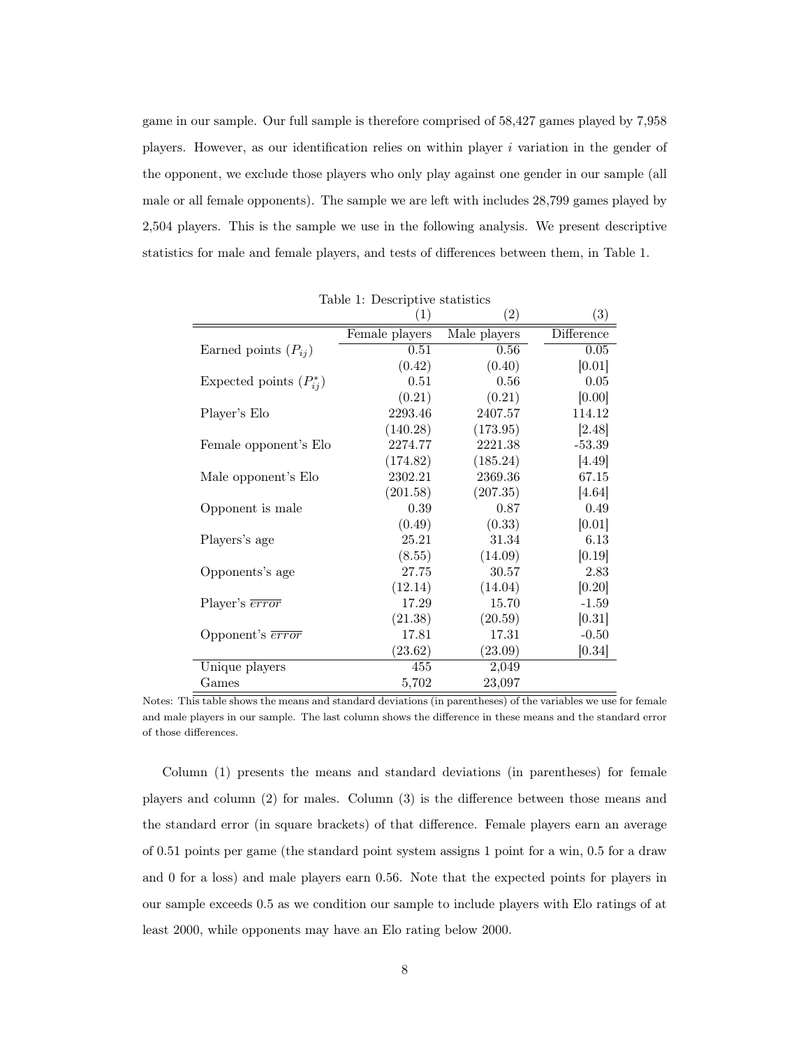game in our sample. Our full sample is therefore comprised of 58,427 games played by 7,958 players. However, as our identification relies on within player $i$ variation in the gender of the opponent, we exclude those players who only play against one gender in our sample (all male or all female opponents). The sample we are left with includes 28,799 games played by 2,504 players. This is the sample we use in the following analysis. We present descriptive statistics for male and female players, and tests of differences between them, in Table 1.

Table 1: Descriptive statistics

| | (1) | (2) | (3) |
|---|---|---|---|
| | Female players | Male players | Difference |
| Earned points ($P_{ij}$) | 0.51 | 0.56 | 0.05 |
| | (0.42) | (0.40) | [0.01] |
| Expected points ($P^*_{ij}$) | 0.51 | 0.56 | 0.05 |
| | (0.21) | (0.21) | [0.00] |
| Player's Elo | 2293.46 | 2407.57 | 114.12 |
| | (140.28) | (173.95) | [2.48] |
| Female opponent's Elo | 2274.77 | 2221.38 | -53.39 |
| | (174.82) | (185.24) | [4.49] |
| Male opponent's Elo | 2302.21 | 2369.36 | 67.15 |
| | (201.58) | (207.35) | [4.64] |
| Opponent is male | 0.39 | 0.87 | 0.49 |
| | (0.49) | (0.33) | [0.01] |
| Players's age | 25.21 | 31.34 | 6.13 |
| | (8.55) | (14.09) | [0.19] |
| Opponents's age | 27.75 | 30.57 | 2.83 |
| | (12.14) | (14.04) | [0.20] |
| Player's $\overline{error}$ | 17.29 | 15.70 | -1.59 |
| | (21.38) | (20.59) | [0.31] |
| Opponent's $\overline{error}$ | 17.81 | 17.31 | -0.50 |
| | (23.62) | (23.09) | [0.34] |
| Unique players | 455 | 2,049 | |
| Games | 5,702 | 23,097 | |

Notes: This table shows the means and standard deviations (in parentheses) of the variables we use for female and male players in our sample. The last column shows the difference in these means and the standard error of those differences.

Column (1) presents the means and standard deviations (in parentheses) for female players and column (2) for males. Column (3) is the difference between those means and the standard error (in square brackets) of that difference. Female players earn an average of 0.51 points per game (the standard point system assigns 1 point for a win, 0.5 for a draw and 0 for a loss) and male players earn 0.56. Note that the expected points for players in our sample exceeds 0.5 as we condition our sample to include players with Elo ratings of at least 2000, while opponents may have an Elo rating below 2000.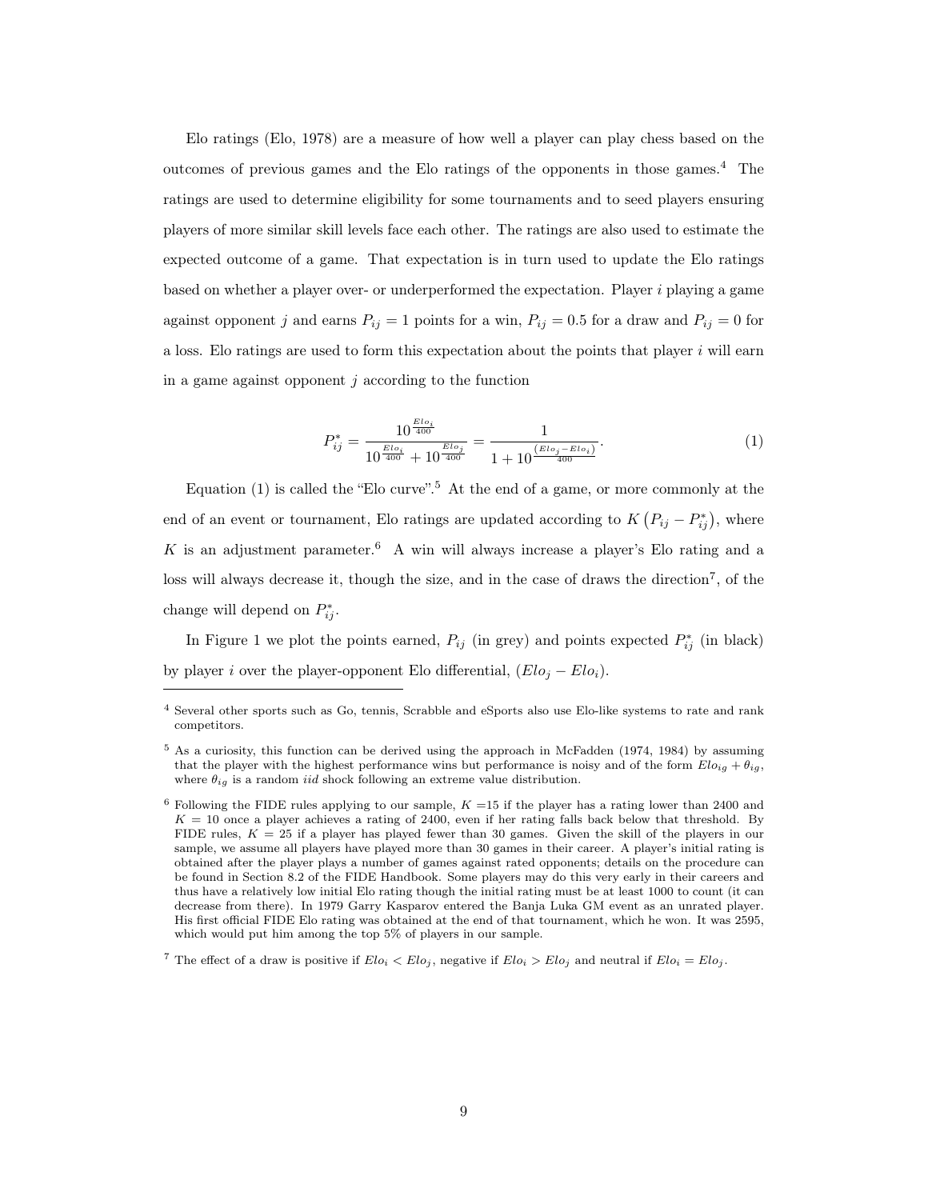Elo ratings (Elo, 1978) are a measure of how well a player can play chess based on the outcomes of previous games and the Elo ratings of the opponents in those games.[4] The ratings are used to determine eligibility for some tournaments and to seed players ensuring players of more similar skill levels face each other. The ratings are also used to estimate the expected outcome of a game. That expectation is in turn used to update the Elo ratings based on whether a player over- or underperformed the expectation. Player $i$ playing a game against opponent $j$ and earns $P_{ij} = 1$ points for a win, $P_{ij} = 0.5$ for a draw and $P_{ij} = 0$ for a loss. Elo ratings are used to form this expectation about the points that player $i$ will earn in a game against opponent $j$ according to the function

$$P^*_{ij} = \frac{10^{\frac{Elo_i}{400}}}{10^{\frac{Elo_i}{400}} + 10^{\frac{Elo_j}{400}}} = \frac{1}{1 + 10^{\frac{(Elo_j - Elo_i)}{400}}}. \tag{1}$$

Equation (1) is called the "Elo curve".[5] At the end of a game, or more commonly at the end of an event or tournament, Elo ratings are updated according to $K\left(P_{ij} - P^*_{ij}\right)$, where $K$ is an adjustment parameter.[6] A win will always increase a player's Elo rating and a loss will always decrease it, though the size, and in the case of draws the direction[7], of the change will depend on $P^*_{ij}$.

In Figure 1 we plot the points earned, $P_{ij}$ (in grey) and points expected $P^*_{ij}$ (in black) by player $i$ over the player-opponent Elo differential, $(Elo_j - Elo_i)$.

---

[4] Several other sports such as Go, tennis, Scrabble and eSports also use Elo-like systems to rate and rank competitors.

[5] As a curiosity, this function can be derived using the approach in McFadden (1974, 1984) by assuming that the player with the highest performance wins but performance is noisy and of the form $Elo_{ig} + \theta_{ig}$, where $\theta_{ig}$ is a random *iid* shock following an extreme value distribution.

[6] Following the FIDE rules applying to our sample, $K$ =15 if the player has a rating lower than 2400 and $K$ = 10 once a player achieves a rating of 2400, even if her rating falls back below that threshold. By FIDE rules, $K$ = 25 if a player has played fewer than 30 games. Given the skill of the players in our sample, we assume all players have played more than 30 games in their career. A player's initial rating is obtained after the player plays a number of games against rated opponents; details on the procedure can be found in Section 8.2 of the FIDE Handbook. Some players may do this very early in their careers and thus have a relatively low initial Elo rating though the initial rating must be at least 1000 to count (it can decrease from there). In 1979 Garry Kasparov entered the Banja Luka GM event as an unrated player. His first official FIDE Elo rating was obtained at the end of that tournament, which he won. It was 2595, which would put him among the top 5% of players in our sample.

[7] The effect of a draw is positive if $Elo_i < Elo_j$, negative if $Elo_i > Elo_j$ and neutral if $Elo_i = Elo_j$.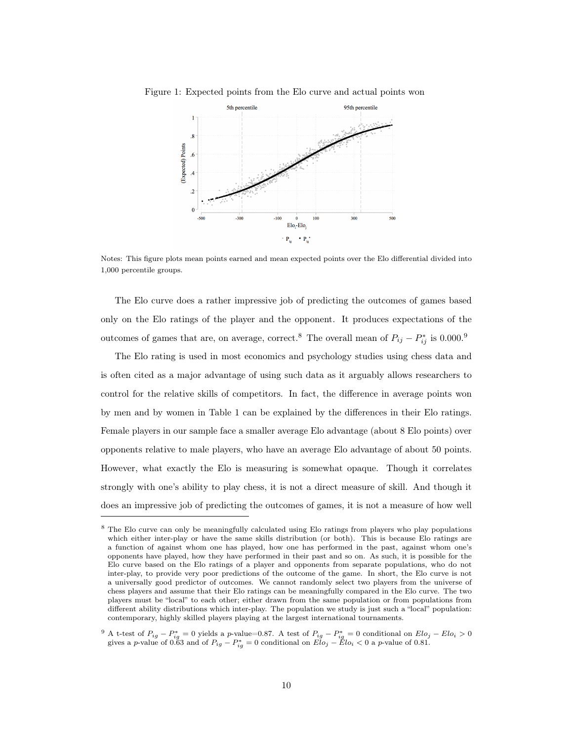Figure 1: Expected points from the Elo curve and actual points won

Notes: This figure plots mean points earned and mean expected points over the Elo differential divided into 1,000 percentile groups.

The Elo curve does a rather impressive job of predicting the outcomes of games based only on the Elo ratings of the player and the opponent. It produces expectations of the outcomes of games that are, on average, correct.[8] The overall mean of $P_{ij} - P^*_{ij}$ is 0.000.[9]

The Elo rating is used in most economics and psychology studies using chess data and is often cited as a major advantage of using such data as it arguably allows researchers to control for the relative skills of competitors. In fact, the difference in average points won by men and by women in Table 1 can be explained by the differences in their Elo ratings. Female players in our sample face a smaller average Elo advantage (about 8 Elo points) over opponents relative to male players, who have an average Elo advantage of about 50 points. However, what exactly the Elo is measuring is somewhat opaque. Though it correlates strongly with one's ability to play chess, it is not a direct measure of skill. And though it does an impressive job of predicting the outcomes of games, it is not a measure of how well

[8] The Elo curve can only be meaningfully calculated using Elo ratings from players who play populations which either inter-play or have the same skills distribution (or both). This is because Elo ratings are a function of against whom one has played, how one has performed in the past, against whom one's opponents have played, how they have performed in their past and so on. As such, it is possible for the Elo curve based on the Elo ratings of a player and opponents from separate populations, who do not inter-play, to provide very poor predictions of the outcome of the game. In short, the Elo curve is not a universally good predictor of outcomes. We cannot randomly select two players from the universe of chess players and assume that their Elo ratings can be meaningfully compared in the Elo curve. The two players must be "local" to each other; either drawn from the same population or from populations from different ability distributions which inter-play. The population we study is just such a "local" population: contemporary, highly skilled players playing at the largest international tournaments.

[9] A t-test of $P_{ig} - P^*_{ig} = 0$ yields a $p$-value=0.87. A test of $P_{ig} - P^*_{ig} = 0$ conditional on $Elo_j - Elo_i > 0$ gives a $p$-value of 0.63 and of $P_{ig} - P^*_{ig} = 0$ conditional on $Elo_j - Elo_i < 0$ a $p$-value of 0.81.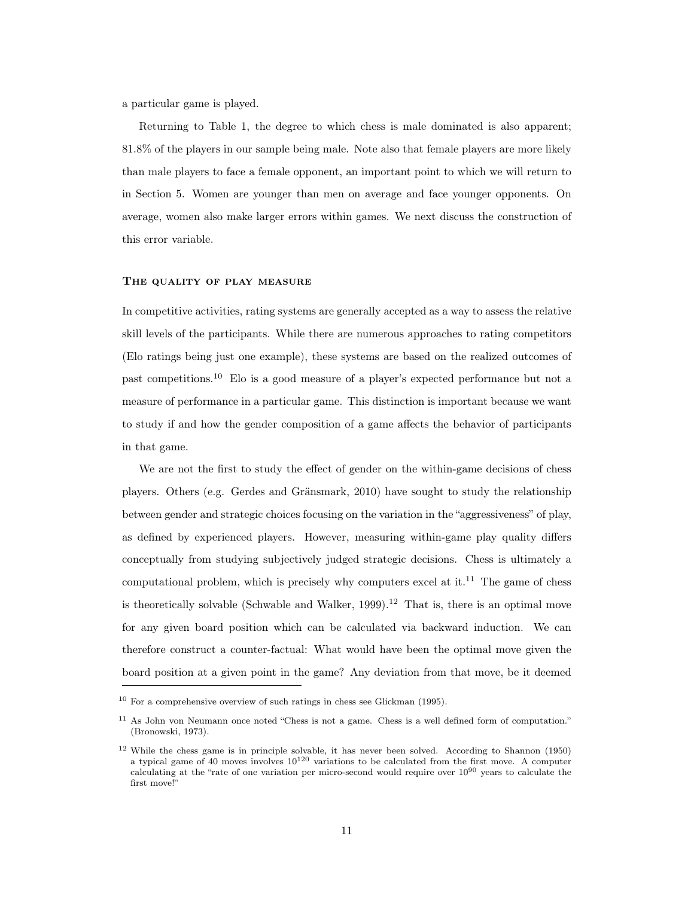a particular game is played.

Returning to Table 1, the degree to which chess is male dominated is also apparent; 81.8% of the players in our sample being male. Note also that female players are more likely than male players to face a female opponent, an important point to which we will return to in Section 5. Women are younger than men on average and face younger opponents. On average, women also make larger errors within games. We next discuss the construction of this error variable.

### The quality of play measure

In competitive activities, rating systems are generally accepted as a way to assess the relative skill levels of the participants. While there are numerous approaches to rating competitors (Elo ratings being just one example), these systems are based on the realized outcomes of past competitions.[10] Elo is a good measure of a player's expected performance but not a measure of performance in a particular game. This distinction is important because we want to study if and how the gender composition of a game affects the behavior of participants in that game.

We are not the first to study the effect of gender on the within-game decisions of chess players. Others (e.g. Gerdes and Gränsmark, 2010) have sought to study the relationship between gender and strategic choices focusing on the variation in the "aggressiveness" of play, as defined by experienced players. However, measuring within-game play quality differs conceptually from studying subjectively judged strategic decisions. Chess is ultimately a computational problem, which is precisely why computers excel at it.[11] The game of chess is theoretically solvable (Schwable and Walker, 1999).[12] That is, there is an optimal move for any given board position which can be calculated via backward induction. We can therefore construct a counter-factual: What would have been the optimal move given the board position at a given point in the game? Any deviation from that move, be it deemed

---

[10] For a comprehensive overview of such ratings in chess see Glickman (1995).

[11] As John von Neumann once noted "Chess is not a game. Chess is a well defined form of computation." (Bronowski, 1973).

[12] While the chess game is in principle solvable, it has never been solved. According to Shannon (1950) a typical game of 40 moves involves $10^{120}$ variations to be calculated from the first move. A computer calculating at the "rate of one variation per micro-second would require over $10^{90}$ years to calculate the first move!"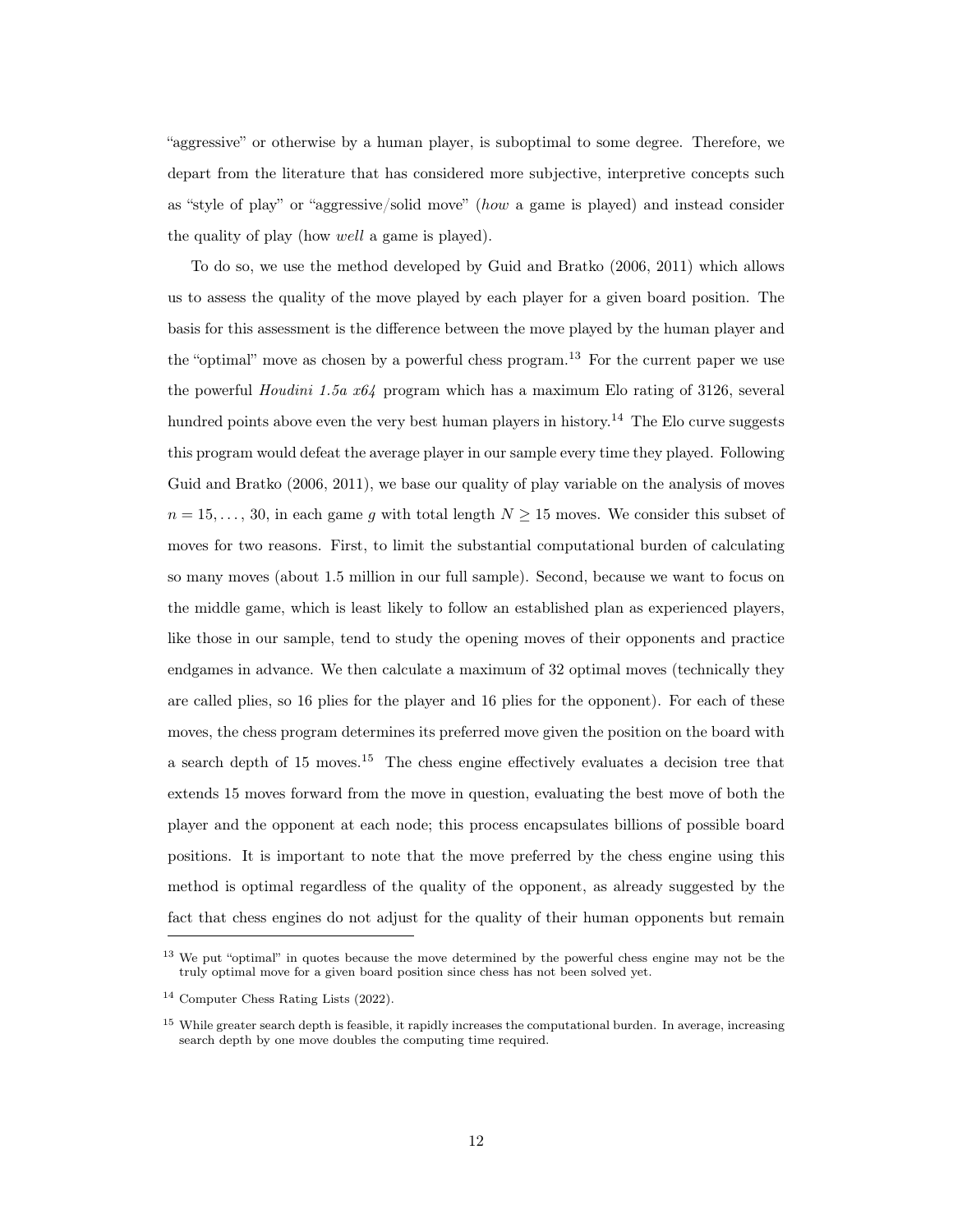"aggressive" or otherwise by a human player, is suboptimal to some degree. Therefore, we depart from the literature that has considered more subjective, interpretive concepts such as "style of play" or "aggressive/solid move" (*how* a game is played) and instead consider the quality of play (how *well* a game is played).

To do so, we use the method developed by Guid and Bratko (2006, 2011) which allows us to assess the quality of the move played by each player for a given board position. The basis for this assessment is the difference between the move played by the human player and the "optimal" move as chosen by a powerful chess program.[13] For the current paper we use the powerful *Houdini 1.5a x64* program which has a maximum Elo rating of 3126, several hundred points above even the very best human players in history.[14] The Elo curve suggests this program would defeat the average player in our sample every time they played. Following Guid and Bratko (2006, 2011), we base our quality of play variable on the analysis of moves $n = 15, \ldots, 30$, in each game $g$ with total length $N \geq 15$ moves. We consider this subset of moves for two reasons. First, to limit the substantial computational burden of calculating so many moves (about 1.5 million in our full sample). Second, because we want to focus on the middle game, which is least likely to follow an established plan as experienced players, like those in our sample, tend to study the opening moves of their opponents and practice endgames in advance. We then calculate a maximum of 32 optimal moves (technically they are called plies, so 16 plies for the player and 16 plies for the opponent). For each of these moves, the chess program determines its preferred move given the position on the board with a search depth of 15 moves.[15] The chess engine effectively evaluates a decision tree that extends 15 moves forward from the move in question, evaluating the best move of both the player and the opponent at each node; this process encapsulates billions of possible board positions. It is important to note that the move preferred by the chess engine using this method is optimal regardless of the quality of the opponent, as already suggested by the fact that chess engines do not adjust for the quality of their human opponents but remain

---

[13] We put "optimal" in quotes because the move determined by the powerful chess engine may not be the truly optimal move for a given board position since chess has not been solved yet.

[14] Computer Chess Rating Lists (2022).

[15] While greater search depth is feasible, it rapidly increases the computational burden. In average, increasing search depth by one move doubles the computing time required.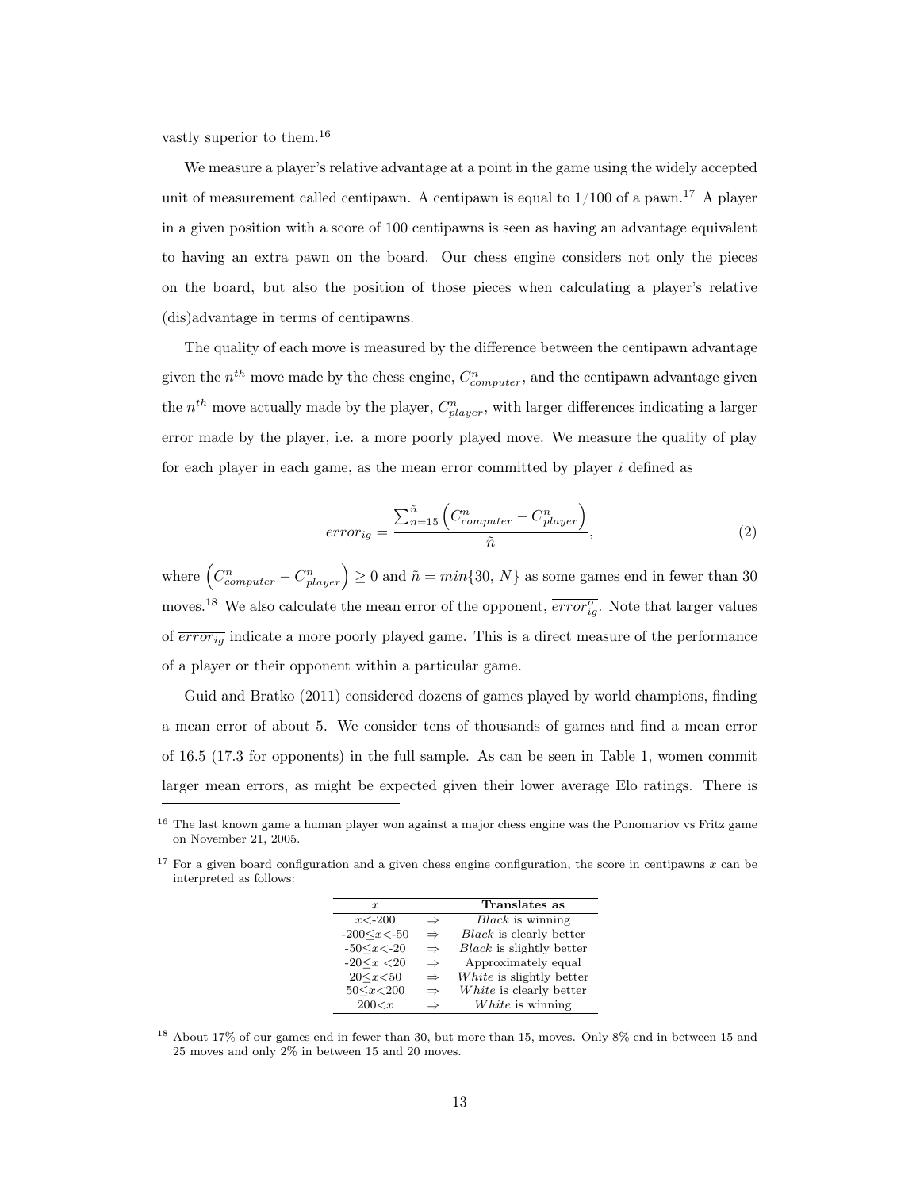vastly superior to them.[16]

We measure a player's relative advantage at a point in the game using the widely accepted unit of measurement called centipawn. A centipawn is equal to 1/100 of a pawn.[17] A player in a given position with a score of 100 centipawns is seen as having an advantage equivalent to having an extra pawn on the board. Our chess engine considers not only the pieces on the board, but also the position of those pieces when calculating a player's relative (dis)advantage in terms of centipawns.

The quality of each move is measured by the difference between the centipawn advantage given the $n^{th}$ move made by the chess engine, $C^n_{computer}$, and the centipawn advantage given the $n^{th}$ move actually made by the player, $C^n_{player}$, with larger differences indicating a larger error made by the player, i.e. a more poorly played move. We measure the quality of play for each player in each game, as the mean error committed by player $i$ defined as

$$\overline{error_{ig}} = \frac{\sum_{n=15}^{\tilde{n}} \left( C^n_{computer} - C^n_{player} \right)}{\tilde{n}}, \tag{2}$$

where $\left( C^n_{computer} - C^n_{player} \right) \geq 0$ and $\tilde{n} = min\{30,\, N\}$ as some games end in fewer than 30 moves.[18] We also calculate the mean error of the opponent, $\overline{error^o_{ig}}$. Note that larger values of $\overline{error_{ig}}$ indicate a more poorly played game. This is a direct measure of the performance of a player or their opponent within a particular game.

Guid and Bratko (2011) considered dozens of games played by world champions, finding a mean error of about 5. We consider tens of thousands of games and find a mean error of 16.5 (17.3 for opponents) in the full sample. As can be seen in Table 1, women commit larger mean errors, as might be expected given their lower average Elo ratings. There is

---

[16] The last known game a human player won against a major chess engine was the Ponomariov vs Fritz game on November 21, 2005.

[17] For a given board configuration and a given chess engine configuration, the score in centipawns $x$ can be interpreted as follows:

| $x$ | | **Translates as** |
|---|---|---|
| $x<-200$ | $\Rightarrow$ | *Black* is winning |
| $-200 \leq x < -50$ | $\Rightarrow$ | *Black* is clearly better |
| $-50 \leq x < -20$ | $\Rightarrow$ | *Black* is slightly better |
| $-20 \leq x < 20$ | $\Rightarrow$ | Approximately equal |
| $20 \leq x < 50$ | $\Rightarrow$ | *White* is slightly better |
| $50 \leq x < 200$ | $\Rightarrow$ | *White* is clearly better |
| $200 < x$ | $\Rightarrow$ | *White* is winning |

[18] About 17% of our games end in fewer than 30, but more than 15, moves. Only 8% end in between 15 and 25 moves and only 2% in between 15 and 20 moves.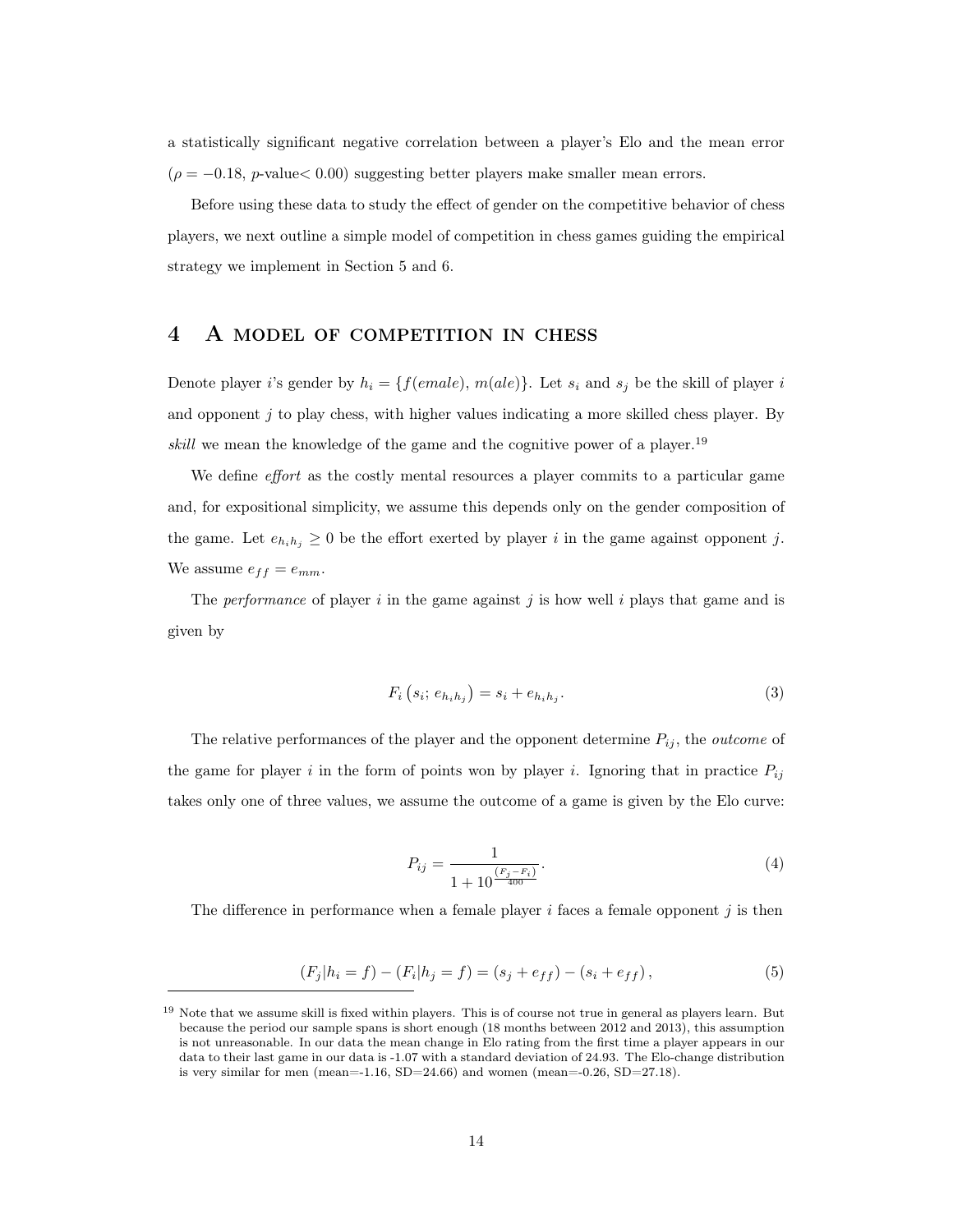a statistically significant negative correlation between a player's Elo and the mean error ($\rho = -0.18$, $p$-value$< 0.00$) suggesting better players make smaller mean errors.

Before using these data to study the effect of gender on the competitive behavior of chess players, we next outline a simple model of competition in chess games guiding the empirical strategy we implement in Section 5 and 6.

# 4 A model of competition in chess

Denote player $i$'s gender by $h_i = \{f(emale), m(ale)\}$. Let $s_i$ and $s_j$ be the skill of player $i$ and opponent $j$ to play chess, with higher values indicating a more skilled chess player. By *skill* we mean the knowledge of the game and the cognitive power of a player.[19]

We define *effort* as the costly mental resources a player commits to a particular game and, for expositional simplicity, we assume this depends only on the gender composition of the game. Let $e_{h_i h_j} \geq 0$ be the effort exerted by player $i$ in the game against opponent $j$. We assume $e_{ff} = e_{mm}$.

The *performance* of player $i$ in the game against $j$ is how well $i$ plays that game and is given by

$$F_i\left(s_i;\, e_{h_i h_j}\right) = s_i + e_{h_i h_j}. \tag{3}$$

The relative performances of the player and the opponent determine $P_{ij}$, the *outcome* of the game for player $i$ in the form of points won by player $i$. Ignoring that in practice $P_{ij}$ takes only one of three values, we assume the outcome of a game is given by the Elo curve:

$$P_{ij} = \frac{1}{1 + 10^{\frac{(F_j - F_i)}{400}}}. \tag{4}$$

The difference in performance when a female player $i$ faces a female opponent $j$ is then

$$(F_j | h_i = f) - (F_i | h_j = f) = (s_j + e_{ff}) - (s_i + e_{ff}), \tag{5}$$

[19] Note that we assume skill is fixed within players. This is of course not true in general as players learn. But because the period our sample spans is short enough (18 months between 2012 and 2013), this assumption is not unreasonable. In our data the mean change in Elo rating from the first time a player appears in our data to their last game in our data is -1.07 with a standard deviation of 24.93. The Elo-change distribution is very similar for men (mean=-1.16, SD=24.66) and women (mean=-0.26, SD=27.18).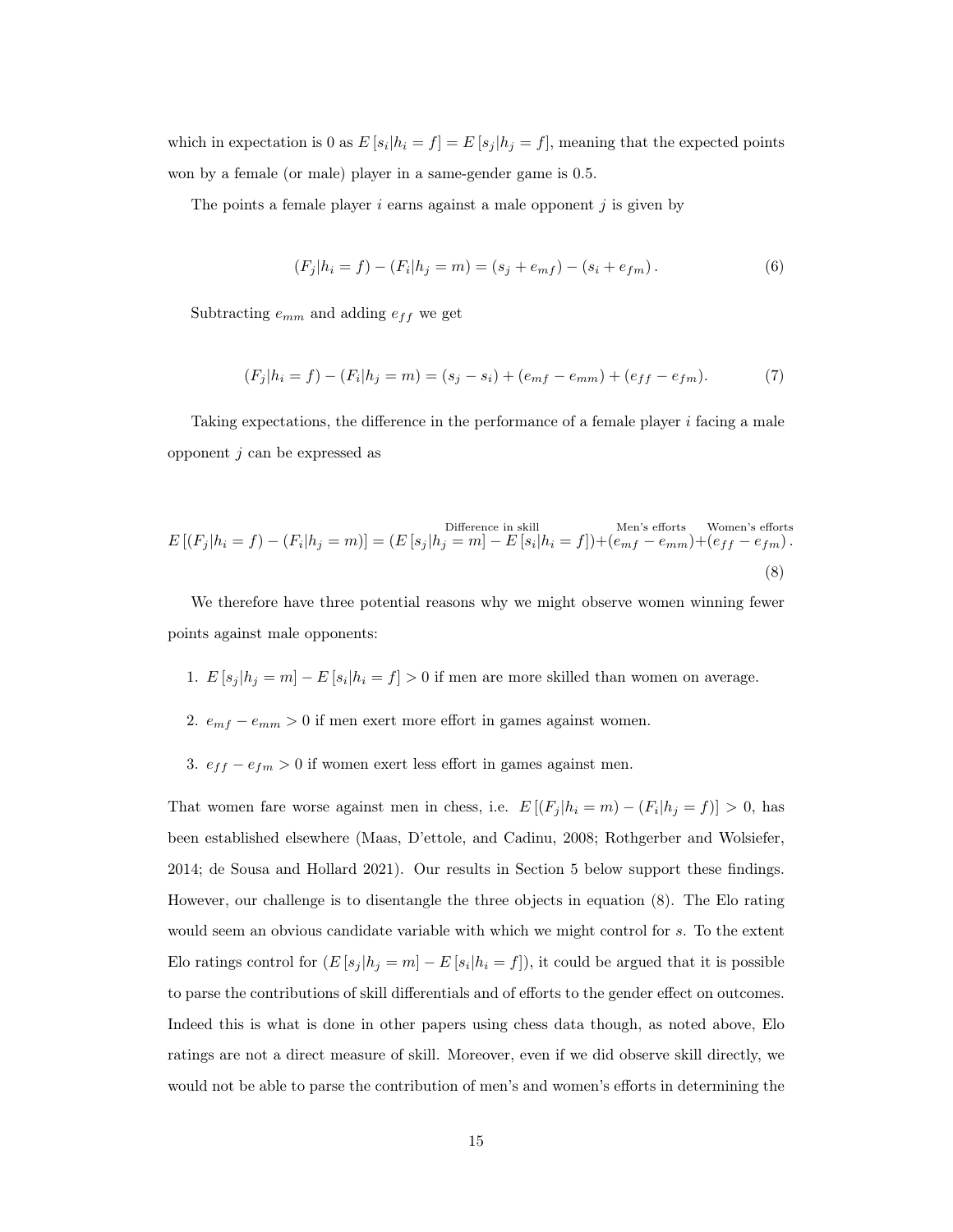which in expectation is 0 as $E[s_i|h_i = f] = E[s_j|h_j = f]$, meaning that the expected points won by a female (or male) player in a same-gender game is 0.5.

The points a female player $i$ earns against a male opponent $j$ is given by

$$(F_j|h_i = f) - (F_i|h_j = m) = (s_j + e_{mf}) - (s_i + e_{fm}). \tag{6}$$

Subtracting $e_{mm}$ and adding $e_{ff}$ we get

$$(F_j|h_i = f) - (F_i|h_j = m) = (s_j - s_i) + (e_{mf} - e_{mm}) + (e_{ff} - e_{fm}). \tag{7}$$

Taking expectations, the difference in the performance of a female player $i$ facing a male opponent $j$ can be expressed as

$$E[(F_j|h_i = f) - (F_i|h_j = m)] = (\overset{\text{Difference in skill}}{E[s_j|h_j = m] - E[s_i|h_i = f]}) + (\overset{\text{Men's efforts}}{e_{mf} - e_{mm}}) + (\overset{\text{Women's efforts}}{e_{ff} - e_{fm}}). \tag{8}$$

We therefore have three potential reasons why we might observe women winning fewer points against male opponents:

1. $E[s_j|h_j = m] - E[s_i|h_i = f] > 0$ if men are more skilled than women on average.
2. $e_{mf} - e_{mm} > 0$ if men exert more effort in games against women.
3. $e_{ff} - e_{fm} > 0$ if women exert less effort in games against men.

That women fare worse against men in chess, i.e. $E[(F_j|h_i = m) - (F_i|h_j = f)] > 0$, has been established elsewhere (Maas, D'ettole, and Cadinu, 2008; Rothgerber and Wolsiefer, 2014; de Sousa and Hollard 2021). Our results in Section 5 below support these findings. However, our challenge is to disentangle the three objects in equation (8). The Elo rating would seem an obvious candidate variable with which we might control for $s$. To the extent Elo ratings control for $(E[s_j|h_j = m] - E[s_i|h_i = f])$, it could be argued that it is possible to parse the contributions of skill differentials and of efforts to the gender effect on outcomes. Indeed this is what is done in other papers using chess data though, as noted above, Elo ratings are not a direct measure of skill. Moreover, even if we did observe skill directly, we would not be able to parse the contribution of men's and women's efforts in determining the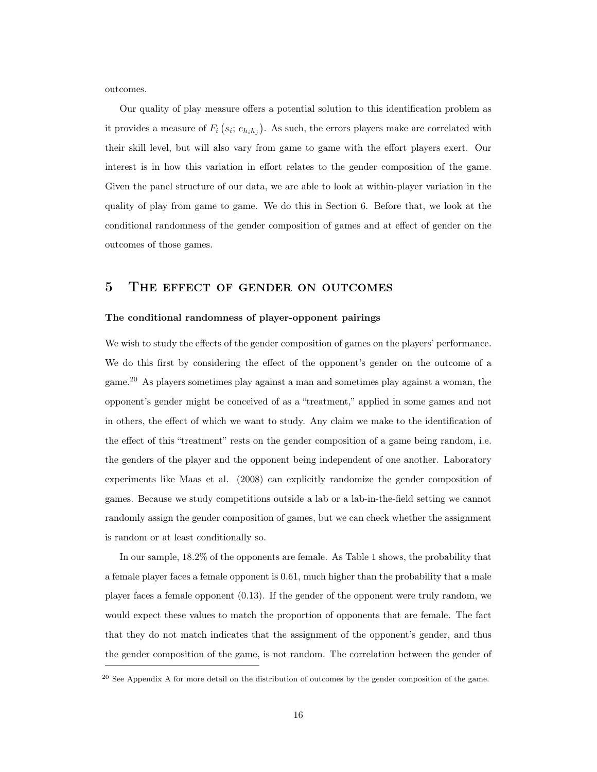outcomes.

Our quality of play measure offers a potential solution to this identification problem as it provides a measure of $F_i\left(s_i;\, e_{h_i h_j}\right)$. As such, the errors players make are correlated with their skill level, but will also vary from game to game with the effort players exert. Our interest is in how this variation in effort relates to the gender composition of the game. Given the panel structure of our data, we are able to look at within-player variation in the quality of play from game to game. We do this in Section 6. Before that, we look at the conditional randomness of the gender composition of games and at effect of gender on the outcomes of those games.

## 5 The effect of gender on outcomes

**The conditional randomness of player-opponent pairings**

We wish to study the effects of the gender composition of games on the players' performance. We do this first by considering the effect of the opponent's gender on the outcome of a game.[20] As players sometimes play against a man and sometimes play against a woman, the opponent's gender might be conceived of as a "treatment," applied in some games and not in others, the effect of which we want to study. Any claim we make to the identification of the effect of this "treatment" rests on the gender composition of a game being random, i.e. the genders of the player and the opponent being independent of one another. Laboratory experiments like Maas et al. (2008) can explicitly randomize the gender composition of games. Because we study competitions outside a lab or a lab-in-the-field setting we cannot randomly assign the gender composition of games, but we can check whether the assignment is random or at least conditionally so.

In our sample, 18.2% of the opponents are female. As Table 1 shows, the probability that a female player faces a female opponent is 0.61, much higher than the probability that a male player faces a female opponent (0.13). If the gender of the opponent were truly random, we would expect these values to match the proportion of opponents that are female. The fact that they do not match indicates that the assignment of the opponent's gender, and thus the gender composition of the game, is not random. The correlation between the gender of

[20] See Appendix A for more detail on the distribution of outcomes by the gender composition of the game.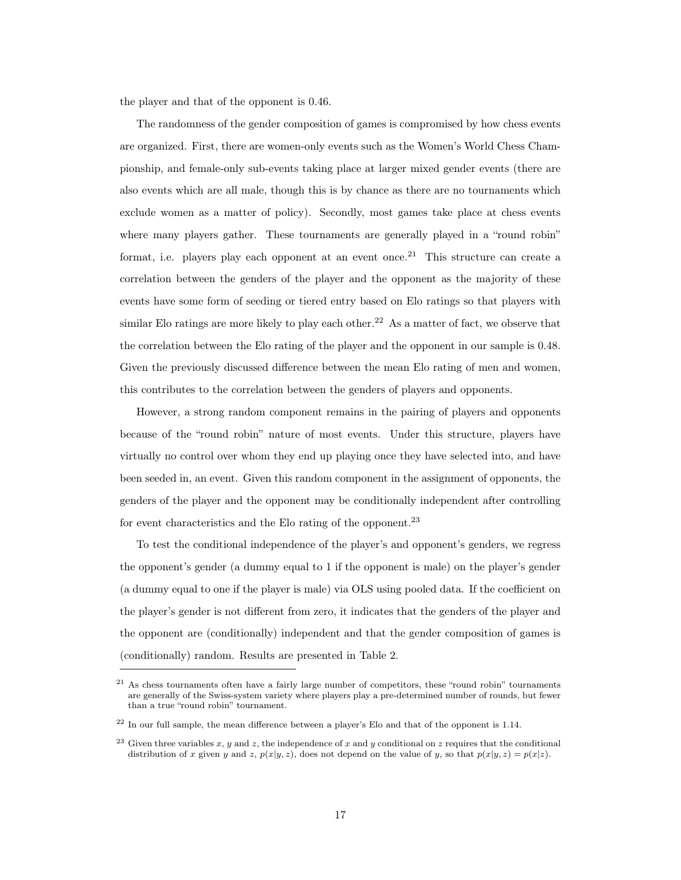the player and that of the opponent is 0.46.

The randomness of the gender composition of games is compromised by how chess events are organized. First, there are women-only events such as the Women's World Chess Championship, and female-only sub-events taking place at larger mixed gender events (there are also events which are all male, though this is by chance as there are no tournaments which exclude women as a matter of policy). Secondly, most games take place at chess events where many players gather. These tournaments are generally played in a "round robin" format, i.e. players play each opponent at an event once.[21] This structure can create a correlation between the genders of the player and the opponent as the majority of these events have some form of seeding or tiered entry based on Elo ratings so that players with similar Elo ratings are more likely to play each other.[22] As a matter of fact, we observe that the correlation between the Elo rating of the player and the opponent in our sample is 0.48. Given the previously discussed difference between the mean Elo rating of men and women, this contributes to the correlation between the genders of players and opponents.

However, a strong random component remains in the pairing of players and opponents because of the "round robin" nature of most events. Under this structure, players have virtually no control over whom they end up playing once they have selected into, and have been seeded in, an event. Given this random component in the assignment of opponents, the genders of the player and the opponent may be conditionally independent after controlling for event characteristics and the Elo rating of the opponent.[23]

To test the conditional independence of the player's and opponent's genders, we regress the opponent's gender (a dummy equal to 1 if the opponent is male) on the player's gender (a dummy equal to one if the player is male) via OLS using pooled data. If the coefficient on the player's gender is not different from zero, it indicates that the genders of the player and the opponent are (conditionally) independent and that the gender composition of games is (conditionally) random. Results are presented in Table 2.

---

[21] As chess tournaments often have a fairly large number of competitors, these "round robin" tournaments are generally of the Swiss-system variety where players play a pre-determined number of rounds, but fewer than a true "round robin" tournament.

[22] In our full sample, the mean difference between a player's Elo and that of the opponent is 1.14.

[23] Given three variables $x$, $y$ and $z$, the independence of $x$ and $y$ conditional on $z$ requires that the conditional distribution of $x$ given $y$ and $z$, $p(x|y, z)$, does not depend on the value of $y$, so that $p(x|y, z) = p(x|z)$.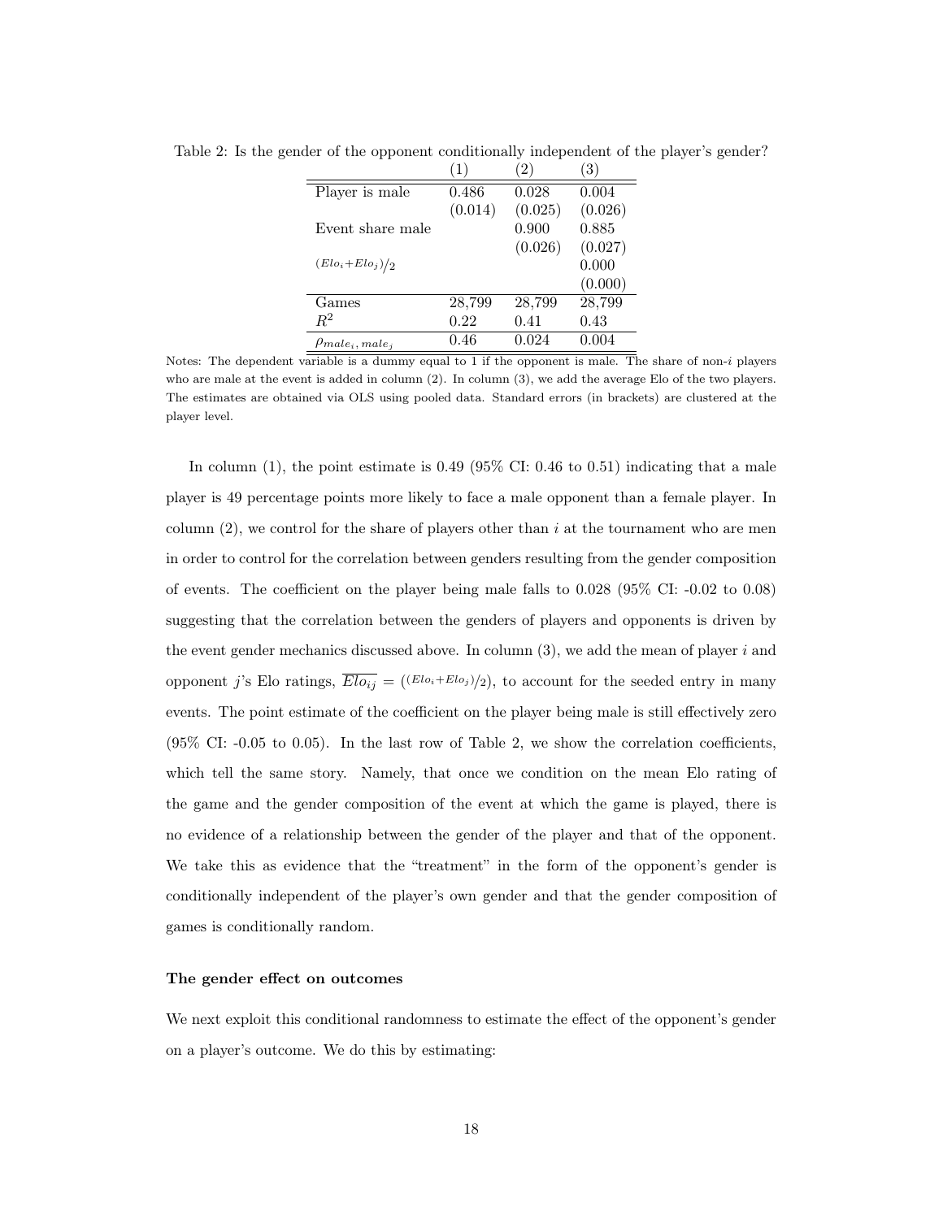Table 2: Is the gender of the opponent conditionally independent of the player's gender?

| | (1) | (2) | (3) |
|---|---|---|---|
| Player is male | 0.486 | 0.028 | 0.004 |
| | (0.014) | (0.025) | (0.026) |
| Event share male | | 0.900 | 0.885 |
| | | (0.026) | (0.027) |
| $(Elo_i + Elo_j)/2$ | | | 0.000 |
| | | | (0.000) |
| Games | 28,799 | 28,799 | 28,799 |
| $R^2$ | 0.22 | 0.41 | 0.43 |
| $\rho_{male_i, male_j}$ | 0.46 | 0.024 | 0.004 |

Notes: The dependent variable is a dummy equal to 1 if the opponent is male. The share of non-$i$ players who are male at the event is added in column (2). In column (3), we add the average Elo of the two players. The estimates are obtained via OLS using pooled data. Standard errors (in brackets) are clustered at the player level.

In column (1), the point estimate is 0.49 (95% CI: 0.46 to 0.51) indicating that a male player is 49 percentage points more likely to face a male opponent than a female player. In column (2), we control for the share of players other than $i$ at the tournament who are men in order to control for the correlation between genders resulting from the gender composition of events. The coefficient on the player being male falls to 0.028 (95% CI: -0.02 to 0.08) suggesting that the correlation between the genders of players and opponents is driven by the event gender mechanics discussed above. In column (3), we add the mean of player $i$ and opponent $j$'s Elo ratings, $\overline{Elo_{ij}} = ((Elo_i + Elo_j)/2)$, to account for the seeded entry in many events. The point estimate of the coefficient on the player being male is still effectively zero (95% CI: -0.05 to 0.05). In the last row of Table 2, we show the correlation coefficients, which tell the same story. Namely, that once we condition on the mean Elo rating of the game and the gender composition of the event at which the game is played, there is no evidence of a relationship between the gender of the player and that of the opponent. We take this as evidence that the "treatment" in the form of the opponent's gender is conditionally independent of the player's own gender and that the gender composition of games is conditionally random.

**The gender effect on outcomes**

We next exploit this conditional randomness to estimate the effect of the opponent's gender on a player's outcome. We do this by estimating: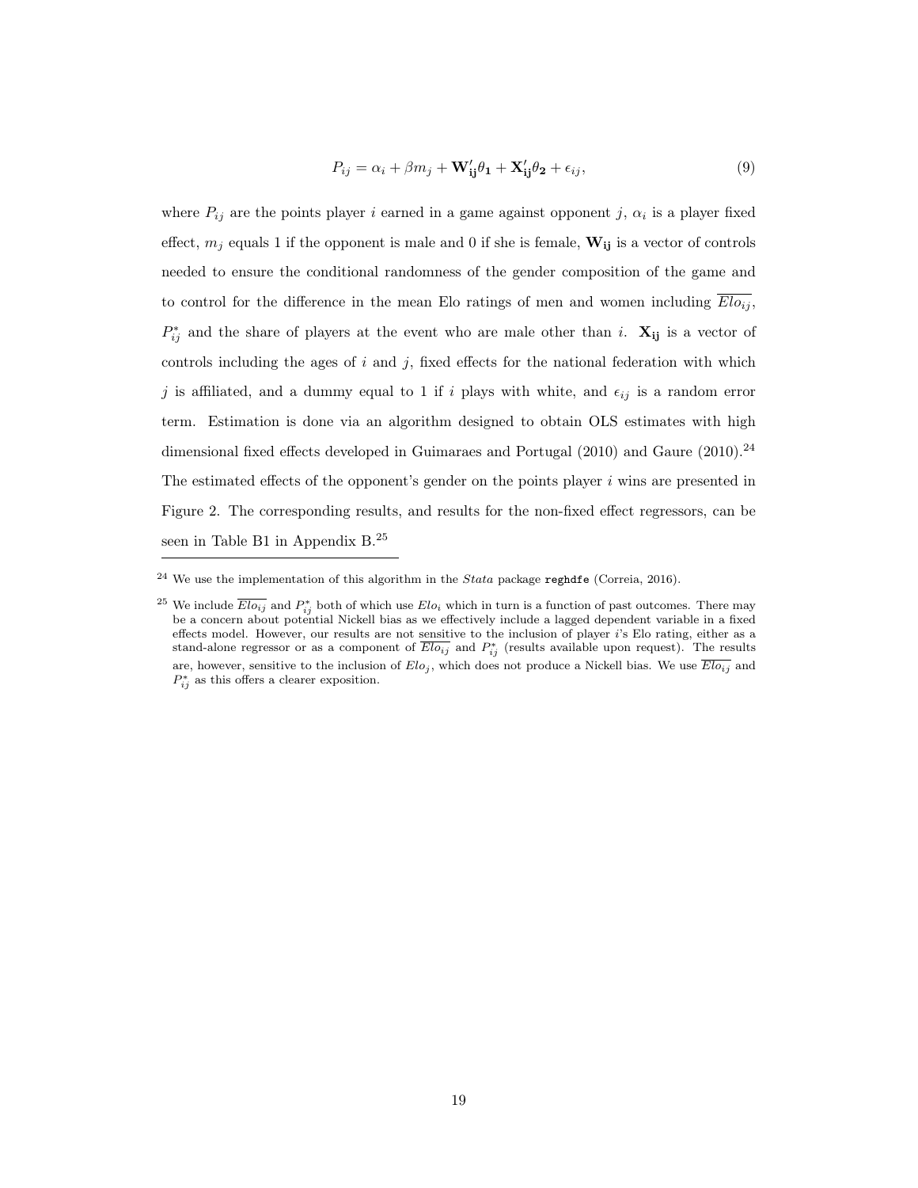$$P_{ij} = \alpha_i + \beta m_j + \mathbf{W'_{ij}}\theta_\mathbf{1} + \mathbf{X'_{ij}}\theta_\mathbf{2} + \epsilon_{ij}, \tag{9}$$

where $P_{ij}$ are the points player $i$ earned in a game against opponent $j$, $\alpha_i$ is a player fixed effect, $m_j$ equals 1 if the opponent is male and 0 if she is female, $\mathbf{W_{ij}}$ is a vector of controls needed to ensure the conditional randomness of the gender composition of the game and to control for the difference in the mean Elo ratings of men and women including $\overline{Elo_{ij}}$, $P^*_{ij}$ and the share of players at the event who are male other than $i$. $\mathbf{X_{ij}}$ is a vector of controls including the ages of $i$ and $j$, fixed effects for the national federation with which $j$ is affiliated, and a dummy equal to 1 if $i$ plays with white, and $\epsilon_{ij}$ is a random error term. Estimation is done via an algorithm designed to obtain OLS estimates with high dimensional fixed effects developed in Guimaraes and Portugal (2010) and Gaure (2010).[24] The estimated effects of the opponent's gender on the points player $i$ wins are presented in Figure 2. The corresponding results, and results for the non-fixed effect regressors, can be seen in Table B1 in Appendix B.[25]

---

[24] We use the implementation of this algorithm in the *Stata* package `reghdfe` (Correia, 2016).

[25] We include $\overline{Elo_{ij}}$ and $P^*_{ij}$ both of which use $Elo_i$ which in turn is a function of past outcomes. There may be a concern about potential Nickell bias as we effectively include a lagged dependent variable in a fixed effects model. However, our results are not sensitive to the inclusion of player $i$'s Elo rating, either as a stand-alone regressor or as a component of $\overline{Elo_{ij}}$ and $P^*_{ij}$ (results available upon request). The results are, however, sensitive to the inclusion of $Elo_j$, which does not produce a Nickell bias. We use $\overline{Elo_{ij}}$ and $P^*_{ij}$ as this offers a clearer exposition.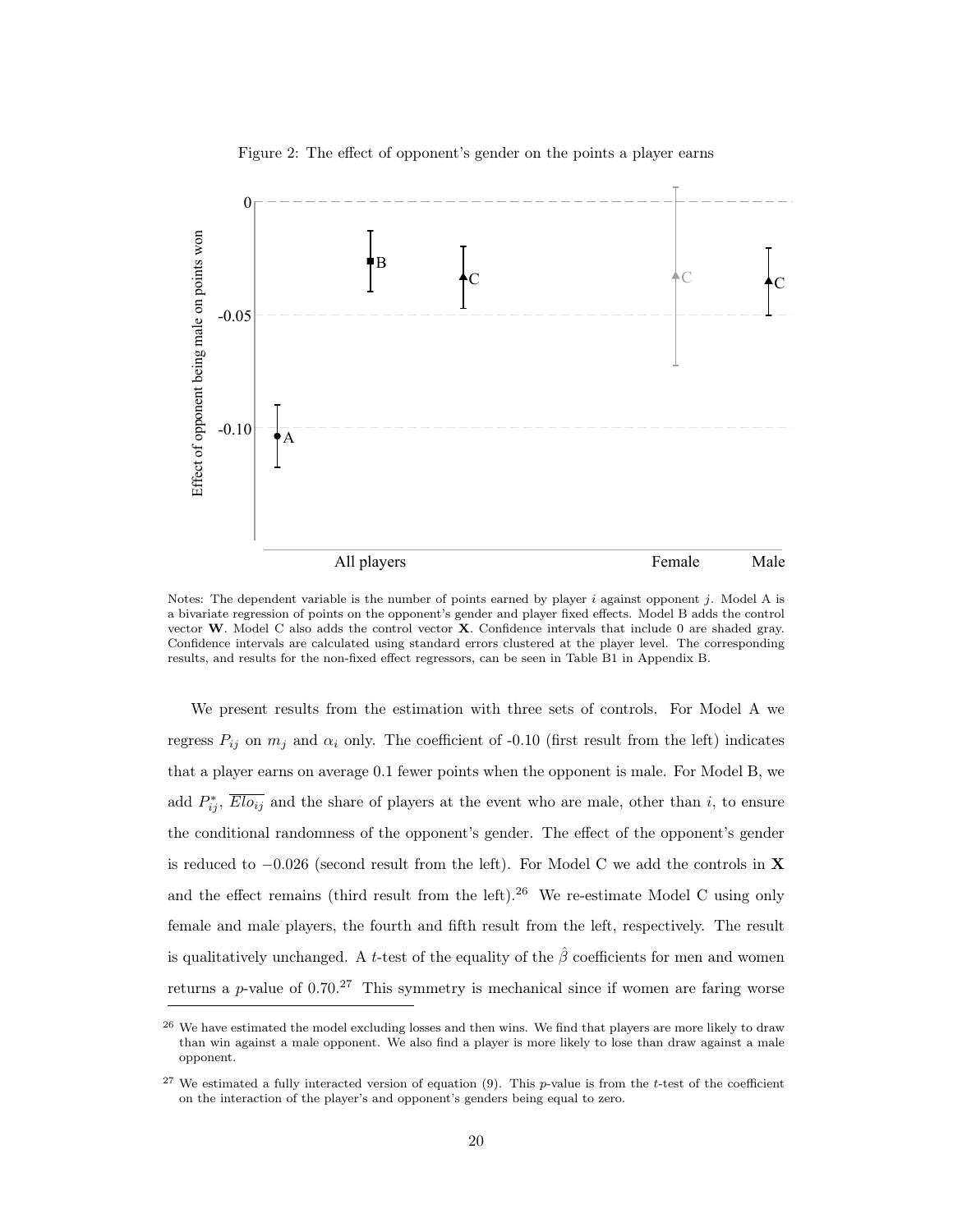Figure 2: The effect of opponent's gender on the points a player earns

Notes: The dependent variable is the number of points earned by player $i$ against opponent $j$. Model A is a bivariate regression of points on the opponent's gender and player fixed effects. Model B adds the control vector $\mathbf{W}$. Model C also adds the control vector $\mathbf{X}$. Confidence intervals that include 0 are shaded gray. Confidence intervals are calculated using standard errors clustered at the player level. The corresponding results, and results for the non-fixed effect regressors, can be seen in Table B1 in Appendix B.

We present results from the estimation with three sets of controls. For Model A we regress $P_{ij}$ on $m_j$ and $\alpha_i$ only. The coefficient of -0.10 (first result from the left) indicates that a player earns on average 0.1 fewer points when the opponent is male. For Model B, we add $P^*_{ij}$, $\overline{Elo_{ij}}$ and the share of players at the event who are male, other than $i$, to ensure the conditional randomness of the opponent's gender. The effect of the opponent's gender is reduced to $-0.026$ (second result from the left). For Model C we add the controls in $\mathbf{X}$ and the effect remains (third result from the left).[26] We re-estimate Model C using only female and male players, the fourth and fifth result from the left, respectively. The result is qualitatively unchanged. A $t$-test of the equality of the $\hat{\beta}$ coefficients for men and women returns a $p$-value of 0.70.[27] This symmetry is mechanical since if women are faring worse

[26] We have estimated the model excluding losses and then wins. We find that players are more likely to draw than win against a male opponent. We also find a player is more likely to lose than draw against a male opponent.

[27] We estimated a fully interacted version of equation (9). This $p$-value is from the $t$-test of the coefficient on the interaction of the player's and opponent's genders being equal to zero.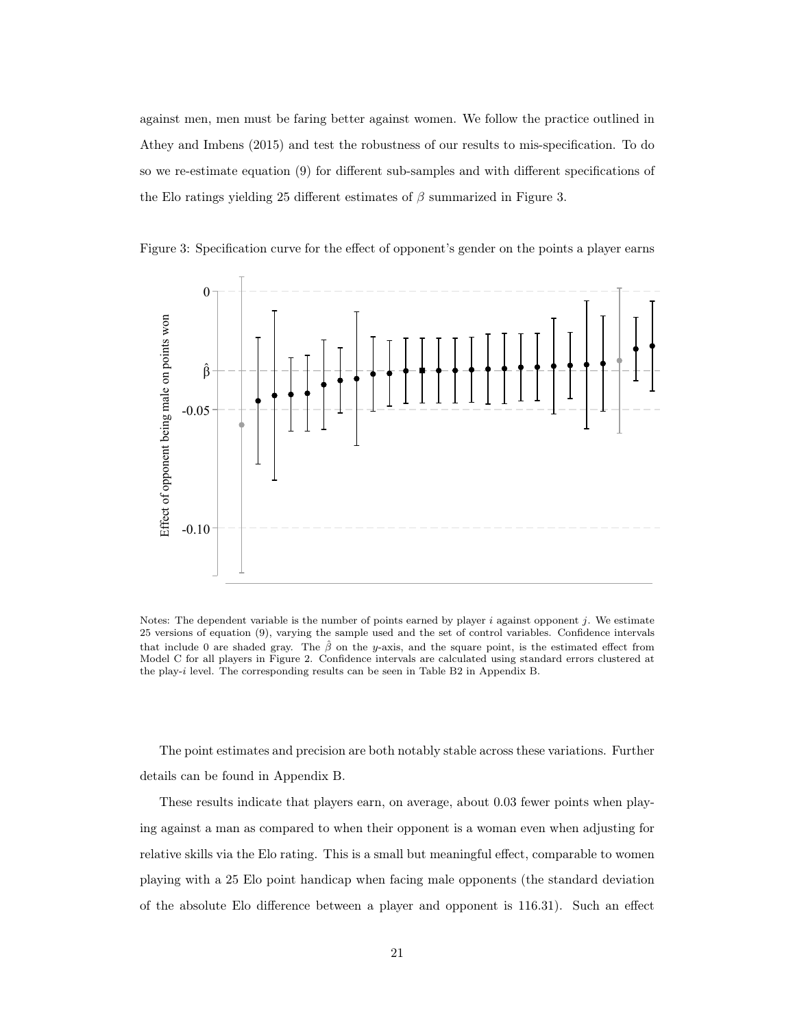against men, men must be faring better against women. We follow the practice outlined in Athey and Imbens (2015) and test the robustness of our results to mis-specification. To do so we re-estimate equation (9) for different sub-samples and with different specifications of the Elo ratings yielding 25 different estimates of $\beta$ summarized in Figure 3.

Figure 3: Specification curve for the effect of opponent's gender on the points a player earns

Notes: The dependent variable is the number of points earned by player $i$ against opponent $j$. We estimate 25 versions of equation (9), varying the sample used and the set of control variables. Confidence intervals that include 0 are shaded gray. The $\hat{\beta}$ on the $y$-axis, and the square point, is the estimated effect from Model C for all players in Figure 2. Confidence intervals are calculated using standard errors clustered at the play-$i$ level. The corresponding results can be seen in Table B2 in Appendix B.

The point estimates and precision are both notably stable across these variations. Further details can be found in Appendix B.

These results indicate that players earn, on average, about 0.03 fewer points when playing against a man as compared to when their opponent is a woman even when adjusting for relative skills via the Elo rating. This is a small but meaningful effect, comparable to women playing with a 25 Elo point handicap when facing male opponents (the standard deviation of the absolute Elo difference between a player and opponent is 116.31). Such an effect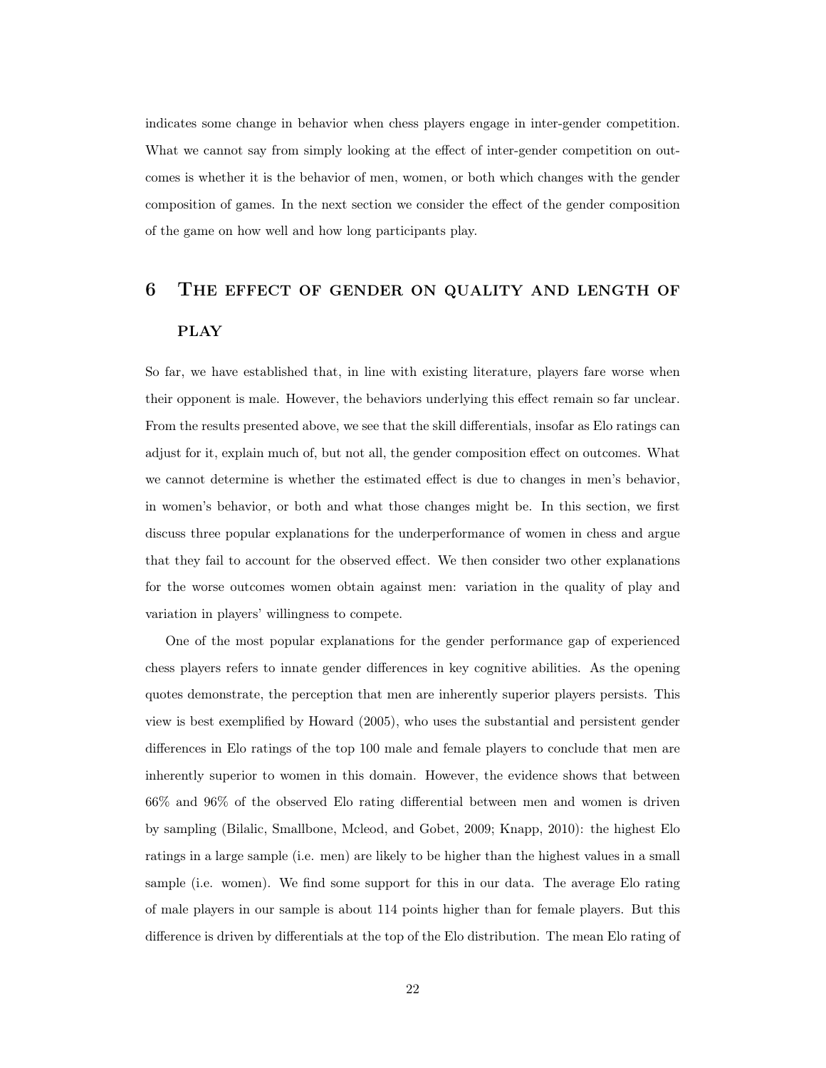indicates some change in behavior when chess players engage in inter-gender competition. What we cannot say from simply looking at the effect of inter-gender competition on outcomes is whether it is the behavior of men, women, or both which changes with the gender composition of games. In the next section we consider the effect of the gender composition of the game on how well and how long participants play.

# 6 The effect of gender on quality and length of play

So far, we have established that, in line with existing literature, players fare worse when their opponent is male. However, the behaviors underlying this effect remain so far unclear. From the results presented above, we see that the skill differentials, insofar as Elo ratings can adjust for it, explain much of, but not all, the gender composition effect on outcomes. What we cannot determine is whether the estimated effect is due to changes in men's behavior, in women's behavior, or both and what those changes might be. In this section, we first discuss three popular explanations for the underperformance of women in chess and argue that they fail to account for the observed effect. We then consider two other explanations for the worse outcomes women obtain against men: variation in the quality of play and variation in players' willingness to compete.

One of the most popular explanations for the gender performance gap of experienced chess players refers to innate gender differences in key cognitive abilities. As the opening quotes demonstrate, the perception that men are inherently superior players persists. This view is best exemplified by Howard (2005), who uses the substantial and persistent gender differences in Elo ratings of the top 100 male and female players to conclude that men are inherently superior to women in this domain. However, the evidence shows that between 66% and 96% of the observed Elo rating differential between men and women is driven by sampling (Bilalic, Smallbone, Mcleod, and Gobet, 2009; Knapp, 2010): the highest Elo ratings in a large sample (i.e. men) are likely to be higher than the highest values in a small sample (i.e. women). We find some support for this in our data. The average Elo rating of male players in our sample is about 114 points higher than for female players. But this difference is driven by differentials at the top of the Elo distribution. The mean Elo rating of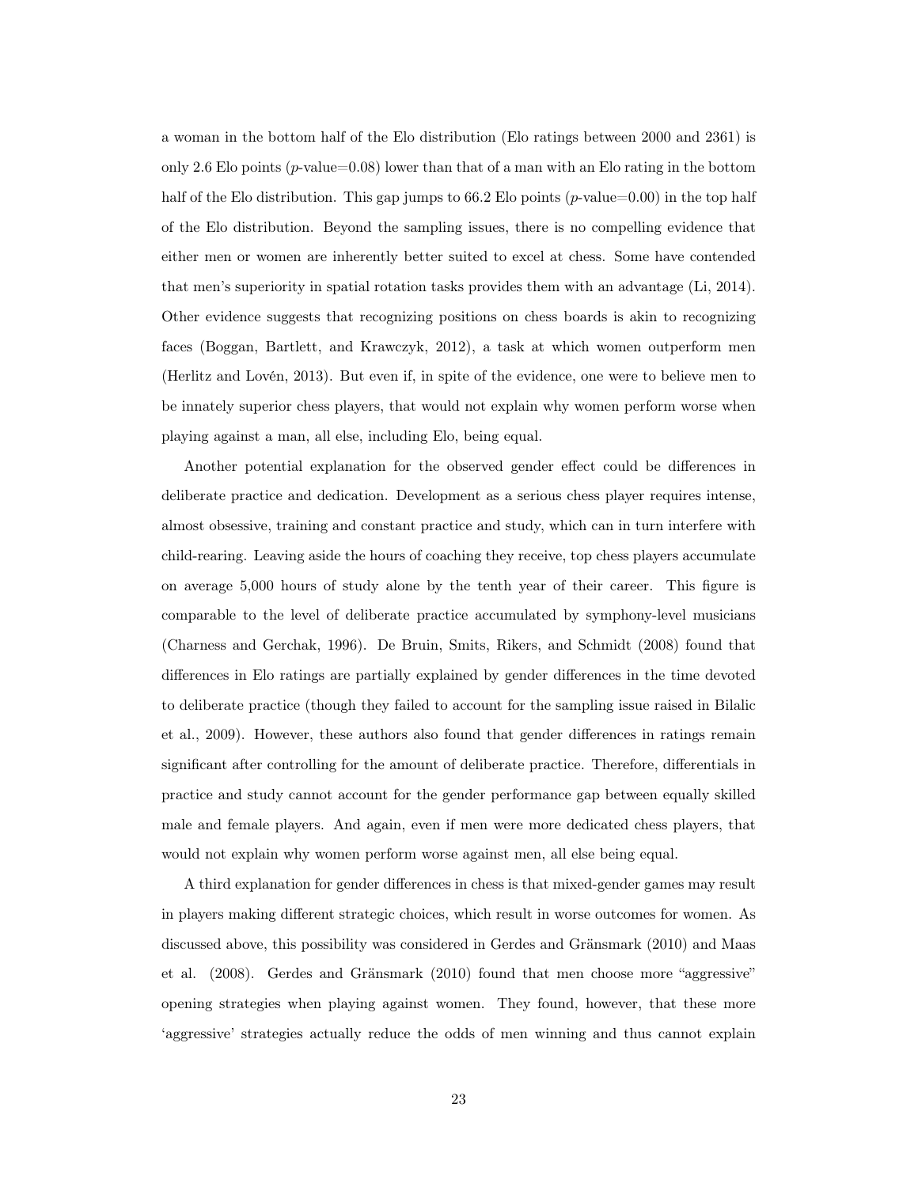a woman in the bottom half of the Elo distribution (Elo ratings between 2000 and 2361) is only 2.6 Elo points ($p$-value=0.08) lower than that of a man with an Elo rating in the bottom half of the Elo distribution. This gap jumps to 66.2 Elo points ($p$-value=0.00) in the top half of the Elo distribution. Beyond the sampling issues, there is no compelling evidence that either men or women are inherently better suited to excel at chess. Some have contended that men's superiority in spatial rotation tasks provides them with an advantage (Li, 2014). Other evidence suggests that recognizing positions on chess boards is akin to recognizing faces (Boggan, Bartlett, and Krawczyk, 2012), a task at which women outperform men (Herlitz and Lovén, 2013). But even if, in spite of the evidence, one were to believe men to be innately superior chess players, that would not explain why women perform worse when playing against a man, all else, including Elo, being equal.

Another potential explanation for the observed gender effect could be differences in deliberate practice and dedication. Development as a serious chess player requires intense, almost obsessive, training and constant practice and study, which can in turn interfere with child-rearing. Leaving aside the hours of coaching they receive, top chess players accumulate on average 5,000 hours of study alone by the tenth year of their career. This figure is comparable to the level of deliberate practice accumulated by symphony-level musicians (Charness and Gerchak, 1996). De Bruin, Smits, Rikers, and Schmidt (2008) found that differences in Elo ratings are partially explained by gender differences in the time devoted to deliberate practice (though they failed to account for the sampling issue raised in Bilalic et al., 2009). However, these authors also found that gender differences in ratings remain significant after controlling for the amount of deliberate practice. Therefore, differentials in practice and study cannot account for the gender performance gap between equally skilled male and female players. And again, even if men were more dedicated chess players, that would not explain why women perform worse against men, all else being equal.

A third explanation for gender differences in chess is that mixed-gender games may result in players making different strategic choices, which result in worse outcomes for women. As discussed above, this possibility was considered in Gerdes and Gränsmark (2010) and Maas et al. (2008). Gerdes and Gränsmark (2010) found that men choose more "aggressive" opening strategies when playing against women. They found, however, that these more 'aggressive' strategies actually reduce the odds of men winning and thus cannot explain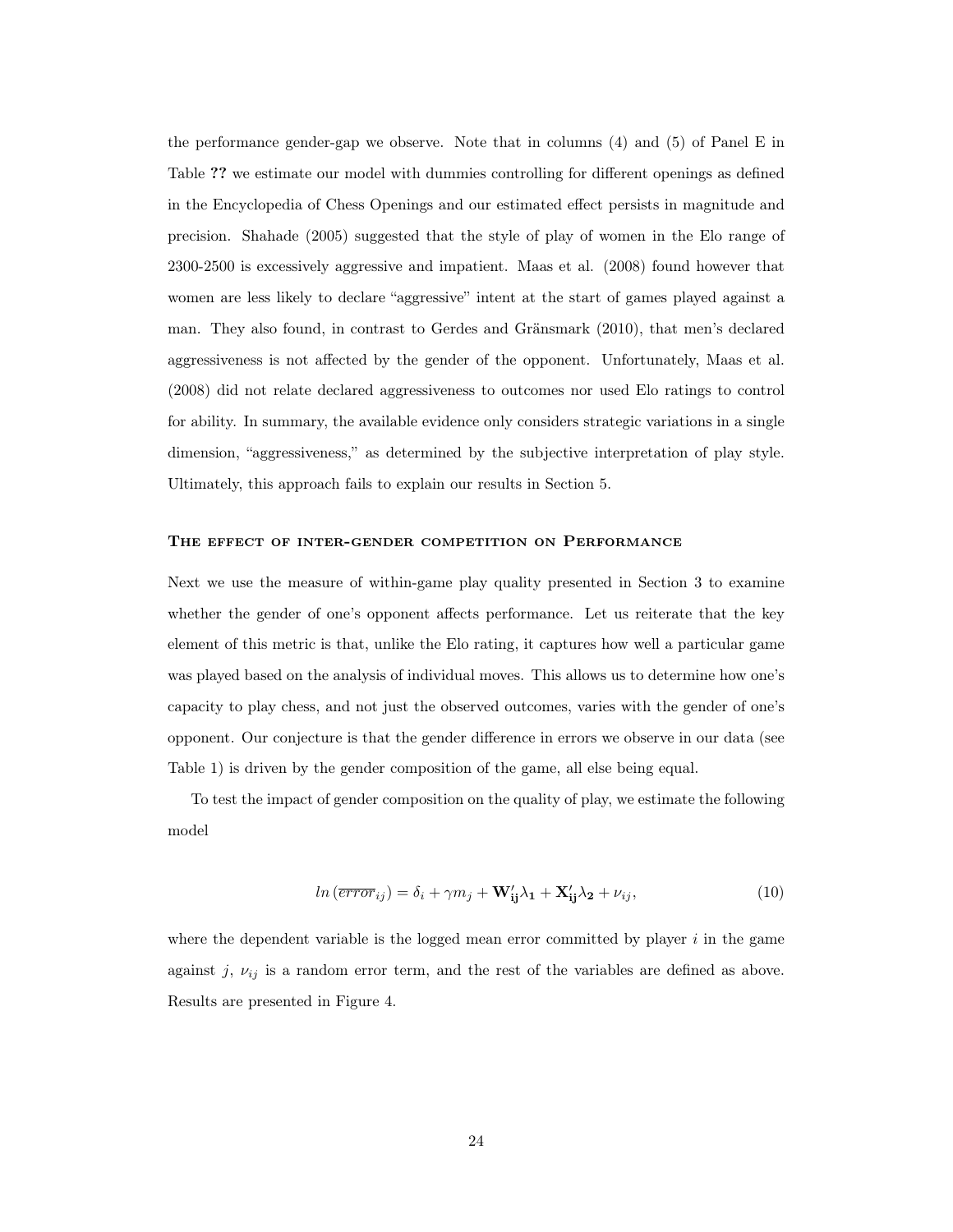the performance gender-gap we observe. Note that in columns (4) and (5) of Panel E in Table **??** we estimate our model with dummies controlling for different openings as defined in the Encyclopedia of Chess Openings and our estimated effect persists in magnitude and precision. Shahade (2005) suggested that the style of play of women in the Elo range of 2300-2500 is excessively aggressive and impatient. Maas et al. (2008) found however that women are less likely to declare "aggressive" intent at the start of games played against a man. They also found, in contrast to Gerdes and Gränsmark (2010), that men's declared aggressiveness is not affected by the gender of the opponent. Unfortunately, Maas et al. (2008) did not relate declared aggressiveness to outcomes nor used Elo ratings to control for ability. In summary, the available evidence only considers strategic variations in a single dimension, "aggressiveness," as determined by the subjective interpretation of play style. Ultimately, this approach fails to explain our results in Section 5.

### The effect of inter-gender competition on Performance

Next we use the measure of within-game play quality presented in Section 3 to examine whether the gender of one's opponent affects performance. Let us reiterate that the key element of this metric is that, unlike the Elo rating, it captures how well a particular game was played based on the analysis of individual moves. This allows us to determine how one's capacity to play chess, and not just the observed outcomes, varies with the gender of one's opponent. Our conjecture is that the gender difference in errors we observe in our data (see Table 1) is driven by the gender composition of the game, all else being equal.

To test the impact of gender composition on the quality of play, we estimate the following model

$$ln\left(\overline{error}_{ij}\right) = \delta_i + \gamma m_j + \mathbf{W}_{\mathbf{ij}}'\lambda_{\mathbf{1}} + \mathbf{X}_{\mathbf{ij}}'\lambda_{\mathbf{2}} + \nu_{ij}, \tag{10}$$

where the dependent variable is the logged mean error committed by player $i$ in the game against $j$, $\nu_{ij}$ is a random error term, and the rest of the variables are defined as above. Results are presented in Figure 4.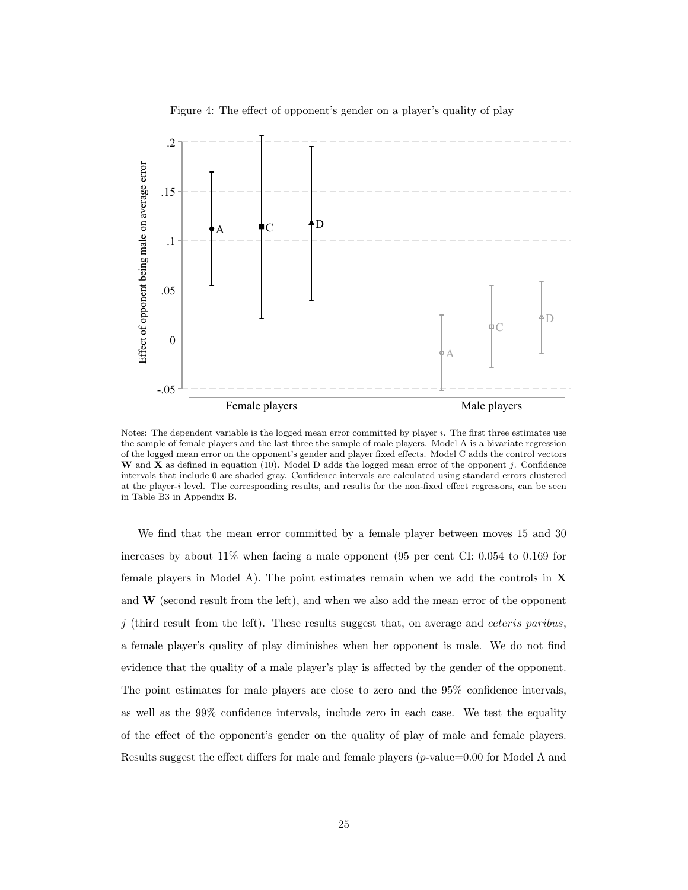Figure 4: The effect of opponent's gender on a player's quality of play

Notes: The dependent variable is the logged mean error committed by player $i$. The first three estimates use the sample of female players and the last three the sample of male players. Model A is a bivariate regression of the logged mean error on the opponent's gender and player fixed effects. Model C adds the control vectors $\mathbf{W}$ and $\mathbf{X}$ as defined in equation (10). Model D adds the logged mean error of the opponent $j$. Confidence intervals that include 0 are shaded gray. Confidence intervals are calculated using standard errors clustered at the player-$i$ level. The corresponding results, and results for the non-fixed effect regressors, can be seen in Table B3 in Appendix B.

We find that the mean error committed by a female player between moves 15 and 30 increases by about 11% when facing a male opponent (95 per cent CI: 0.054 to 0.169 for female players in Model A). The point estimates remain when we add the controls in $\mathbf{X}$ and $\mathbf{W}$ (second result from the left), and when we also add the mean error of the opponent $j$ (third result from the left). These results suggest that, on average and *ceteris paribus*, a female player's quality of play diminishes when her opponent is male. We do not find evidence that the quality of a male player's play is affected by the gender of the opponent. The point estimates for male players are close to zero and the 95% confidence intervals, as well as the 99% confidence intervals, include zero in each case. We test the equality of the effect of the opponent's gender on the quality of play of male and female players. Results suggest the effect differs for male and female players ($p$-value=0.00 for Model A and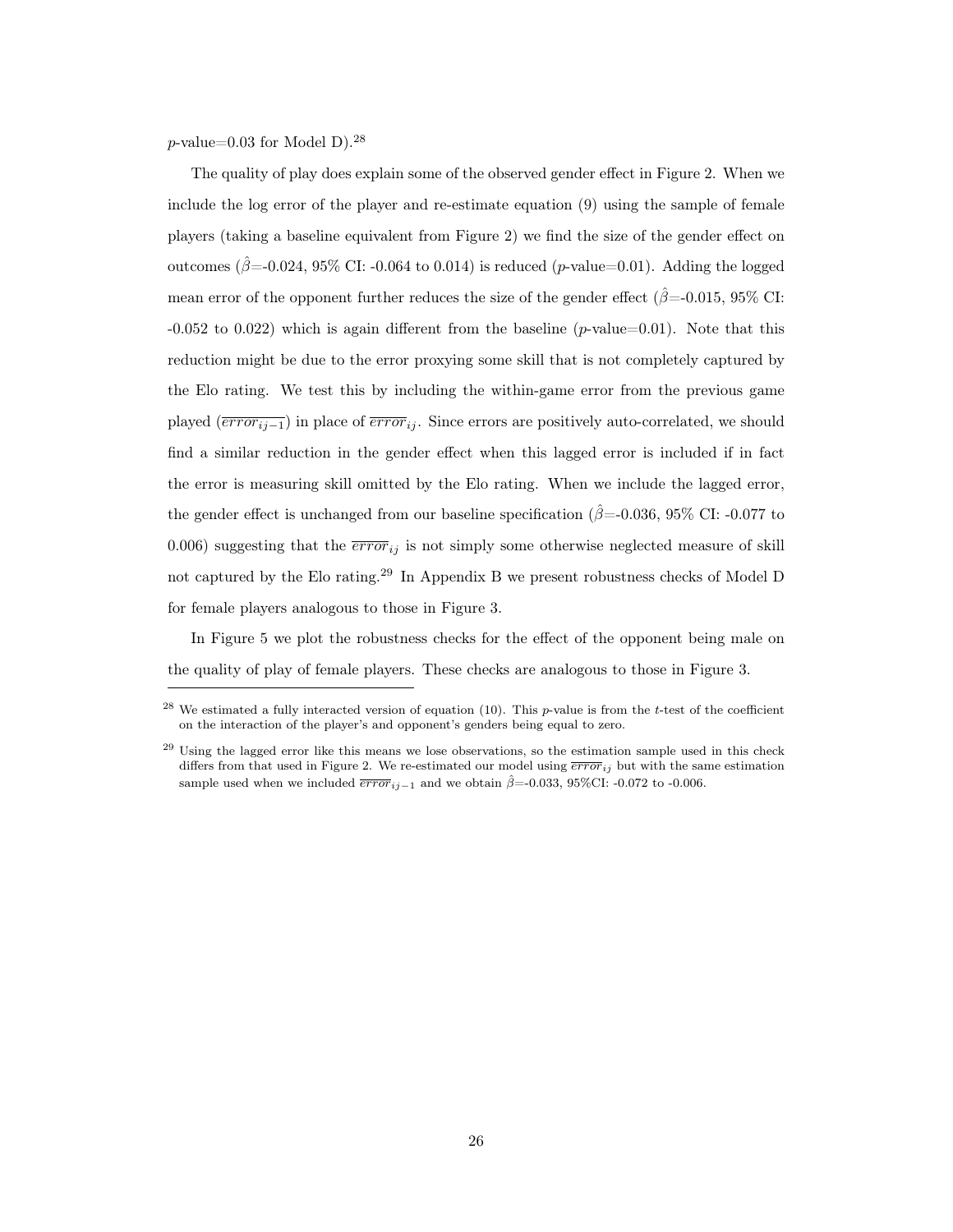$p$-value=0.03 for Model D).[28]

The quality of play does explain some of the observed gender effect in Figure 2. When we include the log error of the player and re-estimate equation (9) using the sample of female players (taking a baseline equivalent from Figure 2) we find the size of the gender effect on outcomes ($\hat{\beta}$=-0.024, 95% CI: -0.064 to 0.014) is reduced ($p$-value=0.01). Adding the logged mean error of the opponent further reduces the size of the gender effect ($\hat{\beta}$=-0.015, 95% CI: -0.052 to 0.022) which is again different from the baseline ($p$-value=0.01). Note that this reduction might be due to the error proxying some skill that is not completely captured by the Elo rating. We test this by including the within-game error from the previous game played ($\overline{error_{ij-1}}$) in place of $\overline{error}_{ij}$. Since errors are positively auto-correlated, we should find a similar reduction in the gender effect when this lagged error is included if in fact the error is measuring skill omitted by the Elo rating. When we include the lagged error, the gender effect is unchanged from our baseline specification ($\hat{\beta}$=-0.036, 95% CI: -0.077 to 0.006) suggesting that the $\overline{error}_{ij}$ is not simply some otherwise neglected measure of skill not captured by the Elo rating.[29] In Appendix B we present robustness checks of Model D for female players analogous to those in Figure 3.

In Figure 5 we plot the robustness checks for the effect of the opponent being male on the quality of play of female players. These checks are analogous to those in Figure 3.

---

[28] We estimated a fully interacted version of equation (10). This $p$-value is from the $t$-test of the coefficient on the interaction of the player's and opponent's genders being equal to zero.

[29] Using the lagged error like this means we lose observations, so the estimation sample used in this check differs from that used in Figure 2. We re-estimated our model using $\overline{error}_{ij}$ but with the same estimation sample used when we included $\overline{error}_{ij-1}$ and we obtain $\hat{\beta}$=-0.033, 95%CI: -0.072 to -0.006.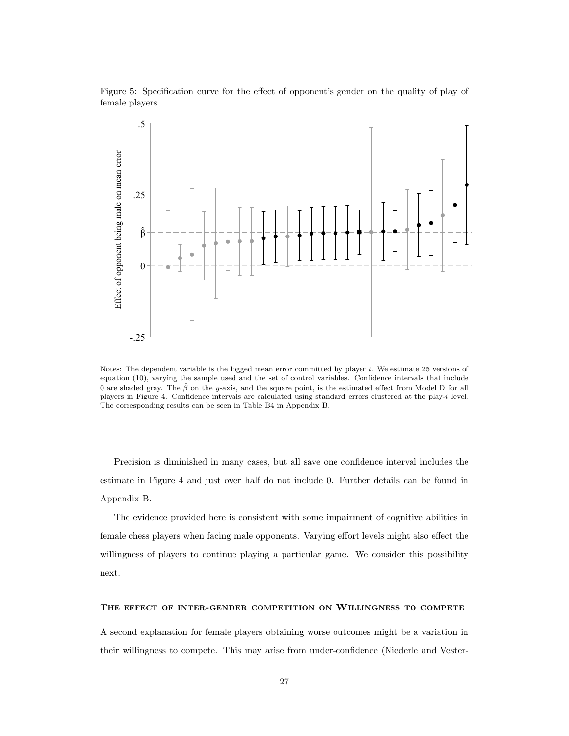Figure 5: Specification curve for the effect of opponent's gender on the quality of play of female players

Notes: The dependent variable is the logged mean error committed by player $i$. We estimate 25 versions of equation (10), varying the sample used and the set of control variables. Confidence intervals that include 0 are shaded gray. The $\hat{\beta}$ on the $y$-axis, and the square point, is the estimated effect from Model D for all players in Figure 4. Confidence intervals are calculated using standard errors clustered at the play-$i$ level. The corresponding results can be seen in Table B4 in Appendix B.

Precision is diminished in many cases, but all save one confidence interval includes the estimate in Figure 4 and just over half do not include 0. Further details can be found in Appendix B.

The evidence provided here is consistent with some impairment of cognitive abilities in female chess players when facing male opponents. Varying effort levels might also effect the willingness of players to continue playing a particular game. We consider this possibility next.

### The effect of inter-gender competition on Willingness to compete

A second explanation for female players obtaining worse outcomes might be a variation in their willingness to compete. This may arise from under-confidence (Niederle and Vester-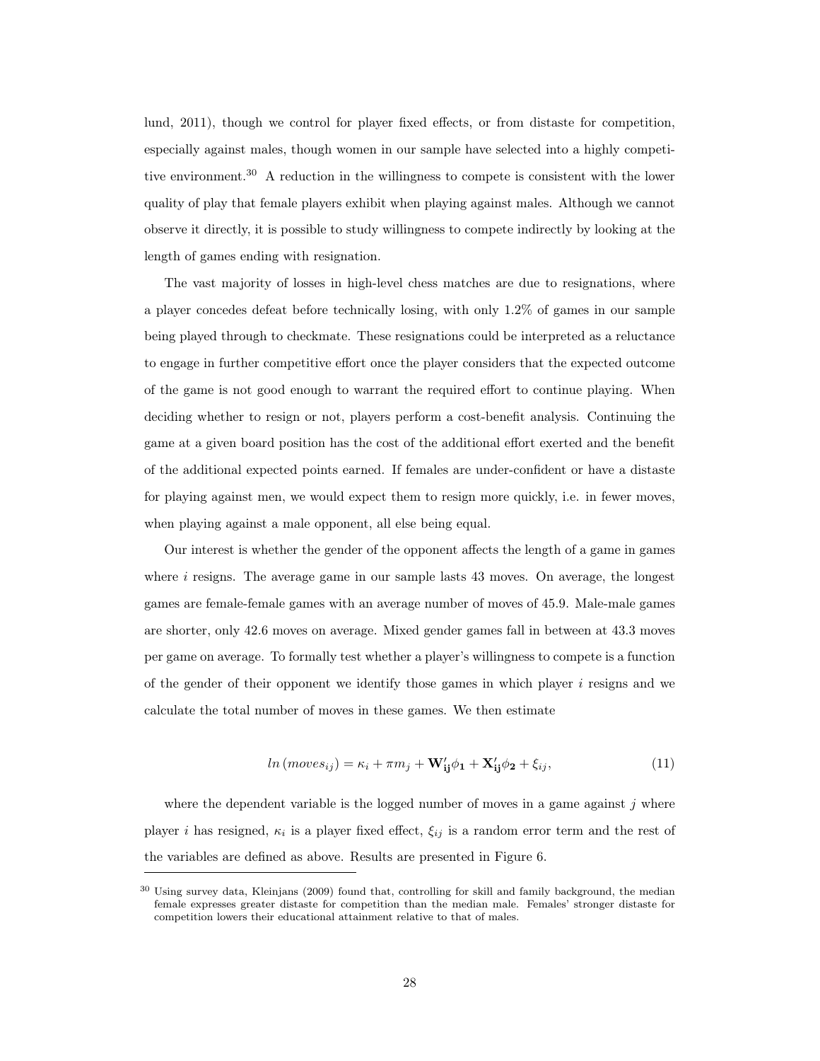lund, 2011), though we control for player fixed effects, or from distaste for competition, especially against males, though women in our sample have selected into a highly competitive environment.[30] A reduction in the willingness to compete is consistent with the lower quality of play that female players exhibit when playing against males. Although we cannot observe it directly, it is possible to study willingness to compete indirectly by looking at the length of games ending with resignation.

The vast majority of losses in high-level chess matches are due to resignations, where a player concedes defeat before technically losing, with only 1.2% of games in our sample being played through to checkmate. These resignations could be interpreted as a reluctance to engage in further competitive effort once the player considers that the expected outcome of the game is not good enough to warrant the required effort to continue playing. When deciding whether to resign or not, players perform a cost-benefit analysis. Continuing the game at a given board position has the cost of the additional effort exerted and the benefit of the additional expected points earned. If females are under-confident or have a distaste for playing against men, we would expect them to resign more quickly, i.e. in fewer moves, when playing against a male opponent, all else being equal.

Our interest is whether the gender of the opponent affects the length of a game in games where $i$ resigns. The average game in our sample lasts 43 moves. On average, the longest games are female-female games with an average number of moves of 45.9. Male-male games are shorter, only 42.6 moves on average. Mixed gender games fall in between at 43.3 moves per game on average. To formally test whether a player's willingness to compete is a function of the gender of their opponent we identify those games in which player $i$ resigns and we calculate the total number of moves in these games. We then estimate

$$ln\left(moves_{ij}\right) = \kappa_i + \pi m_j + \mathbf{W'_{ij}}\phi_\mathbf{1} + \mathbf{X'_{ij}}\phi_\mathbf{2} + \xi_{ij}, \tag{11}$$

where the dependent variable is the logged number of moves in a game against $j$ where player $i$ has resigned, $\kappa_i$ is a player fixed effect, $\xi_{ij}$ is a random error term and the rest of the variables are defined as above. Results are presented in Figure 6.

[30] Using survey data, Kleinjans (2009) found that, controlling for skill and family background, the median female expresses greater distaste for competition than the median male. Females' stronger distaste for competition lowers their educational attainment relative to that of males.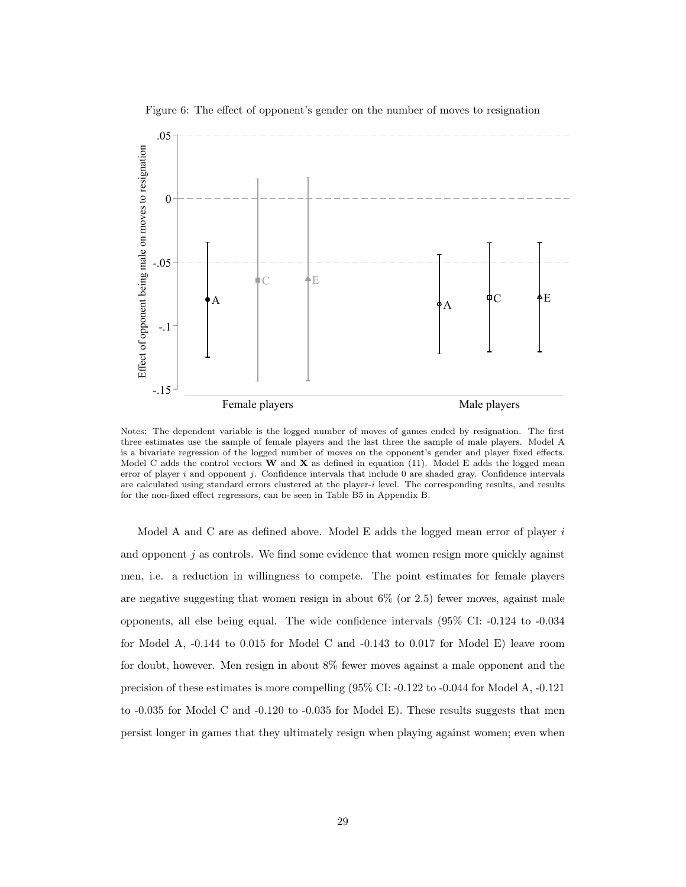Figure 6: The effect of opponent's gender on the number of moves to resignation

Notes: The dependent variable is the logged number of moves of games ended by resignation. The first three estimates use the sample of female players and the last three the sample of male players. Model A is a bivariate regression of the logged number of moves on the opponent's gender and player fixed effects. Model C adds the control vectors $\mathbf{W}$ and $\mathbf{X}$ as defined in equation (11). Model E adds the logged mean error of player $i$ and opponent $j$. Confidence intervals that include 0 are shaded gray. Confidence intervals are calculated using standard errors clustered at the player-$i$ level. The corresponding results, and results for the non-fixed effect regressors, can be seen in Table B5 in Appendix B.

Model A and C are as defined above. Model E adds the logged mean error of player $i$ and opponent $j$ as controls. We find some evidence that women resign more quickly against men, i.e. a reduction in willingness to compete. The point estimates for female players are negative suggesting that women resign in about 6% (or 2.5) fewer moves, against male opponents, all else being equal. The wide confidence intervals (95% CI: -0.124 to -0.034 for Model A, -0.144 to 0.015 for Model C and -0.143 to 0.017 for Model E) leave room for doubt, however. Men resign in about 8% fewer moves against a male opponent and the precision of these estimates is more compelling (95% CI: -0.122 to -0.044 for Model A, -0.121 to -0.035 for Model C and -0.120 to -0.035 for Model E). These results suggests that men persist longer in games that they ultimately resign when playing against women; even when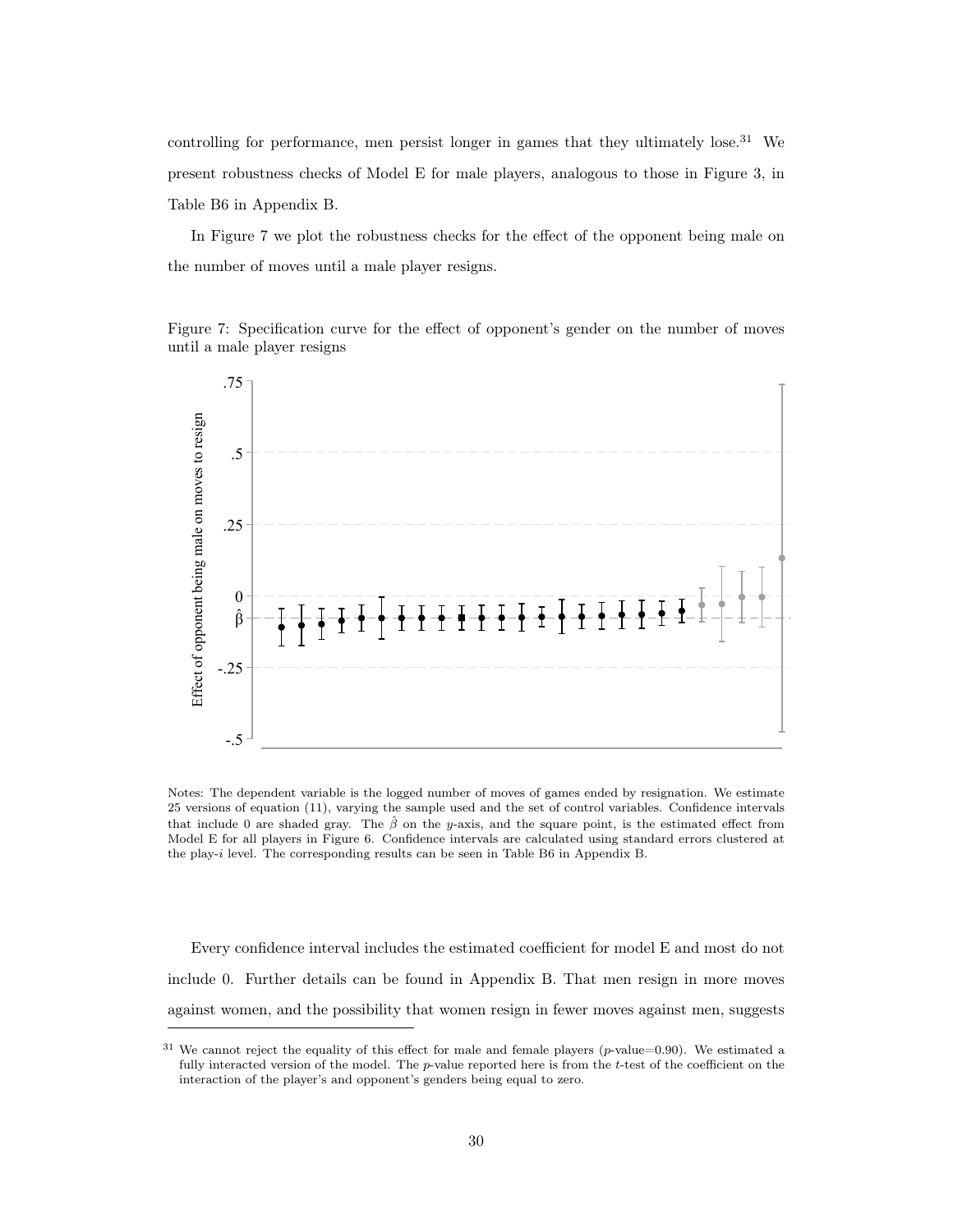controlling for performance, men persist longer in games that they ultimately lose.[31] We present robustness checks of Model E for male players, analogous to those in Figure 3, in Table B6 in Appendix B.

In Figure 7 we plot the robustness checks for the effect of the opponent being male on the number of moves until a male player resigns.

Figure 7: Specification curve for the effect of opponent's gender on the number of moves until a male player resigns

Notes: The dependent variable is the logged number of moves of games ended by resignation. We estimate 25 versions of equation (11), varying the sample used and the set of control variables. Confidence intervals that include 0 are shaded gray. The $\hat{\beta}$ on the $y$-axis, and the square point, is the estimated effect from Model E for all players in Figure 6. Confidence intervals are calculated using standard errors clustered at the play-$i$ level. The corresponding results can be seen in Table B6 in Appendix B.

Every confidence interval includes the estimated coefficient for model E and most do not include 0. Further details can be found in Appendix B. That men resign in more moves against women, and the possibility that women resign in fewer moves against men, suggests

[31] We cannot reject the equality of this effect for male and female players ($p$-value=0.90). We estimated a fully interacted version of the model. The $p$-value reported here is from the $t$-test of the coefficient on the interaction of the player's and opponent's genders being equal to zero.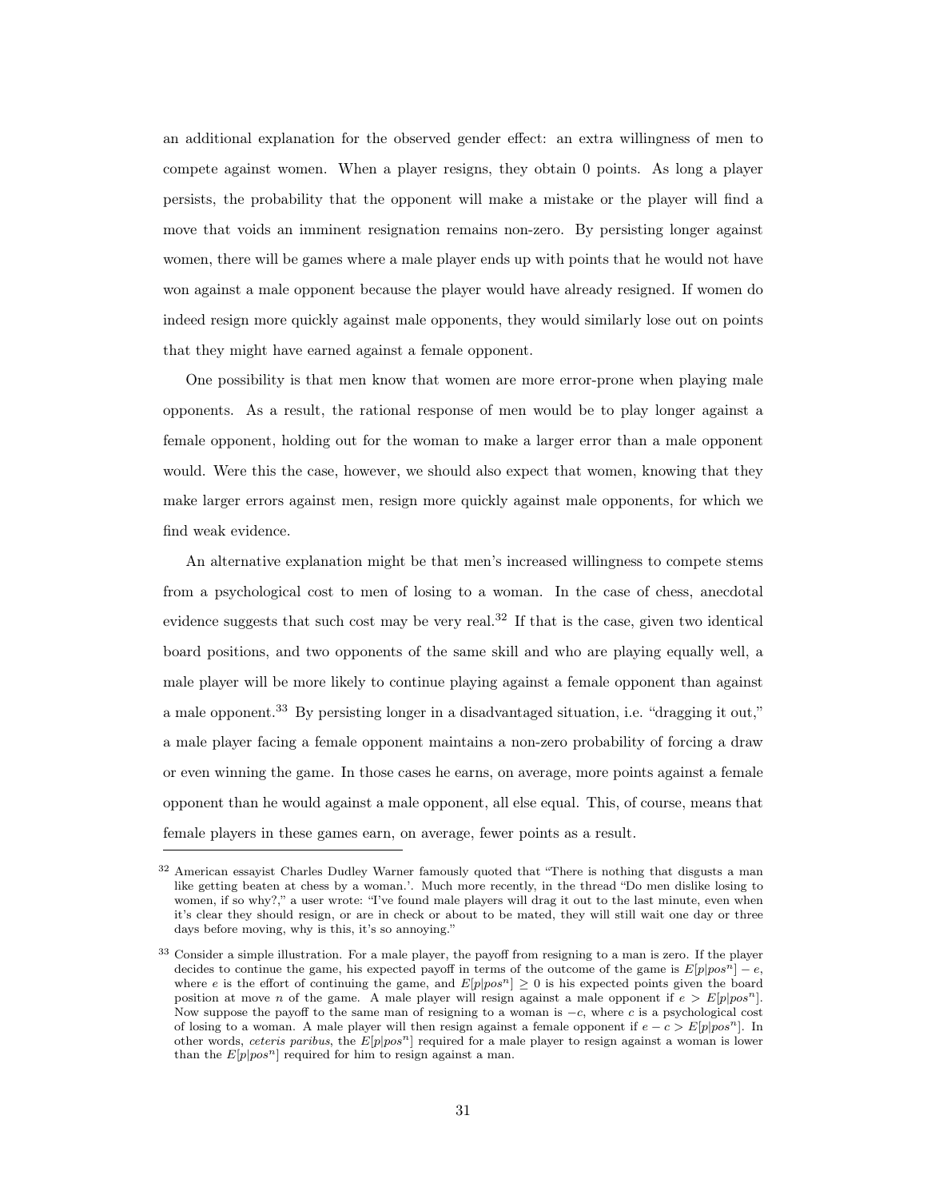an additional explanation for the observed gender effect: an extra willingness of men to compete against women. When a player resigns, they obtain 0 points. As long a player persists, the probability that the opponent will make a mistake or the player will find a move that voids an imminent resignation remains non-zero. By persisting longer against women, there will be games where a male player ends up with points that he would not have won against a male opponent because the player would have already resigned. If women do indeed resign more quickly against male opponents, they would similarly lose out on points that they might have earned against a female opponent.

One possibility is that men know that women are more error-prone when playing male opponents. As a result, the rational response of men would be to play longer against a female opponent, holding out for the woman to make a larger error than a male opponent would. Were this the case, however, we should also expect that women, knowing that they make larger errors against men, resign more quickly against male opponents, for which we find weak evidence.

An alternative explanation might be that men's increased willingness to compete stems from a psychological cost to men of losing to a woman. In the case of chess, anecdotal evidence suggests that such cost may be very real.[32] If that is the case, given two identical board positions, and two opponents of the same skill and who are playing equally well, a male player will be more likely to continue playing against a female opponent than against a male opponent.[33] By persisting longer in a disadvantaged situation, i.e. "dragging it out," a male player facing a female opponent maintains a non-zero probability of forcing a draw or even winning the game. In those cases he earns, on average, more points against a female opponent than he would against a male opponent, all else equal. This, of course, means that female players in these games earn, on average, fewer points as a result.

---

[32] American essayist Charles Dudley Warner famously quoted that "There is nothing that disgusts a man like getting beaten at chess by a woman.'. Much more recently, in the thread "Do men dislike losing to women, if so why?," a user wrote: "I've found male players will drag it out to the last minute, even when it's clear they should resign, or are in check or about to be mated, they will still wait one day or three days before moving, why is this, it's so annoying."

[33] Consider a simple illustration. For a male player, the payoff from resigning to a man is zero. If the player decides to continue the game, his expected payoff in terms of the outcome of the game is $E[p|pos^n] - e$, where $e$ is the effort of continuing the game, and $E[p|pos^n] \geq 0$ is his expected points given the board position at move $n$ of the game. A male player will resign against a male opponent if $e > E[p|pos^n]$. Now suppose the payoff to the same man of resigning to a woman is $-c$, where $c$ is a psychological cost of losing to a woman. A male player will then resign against a female opponent if $e - c > E[p|pos^n]$. In other words, *ceteris paribus*, the $E[p|pos^n]$ required for a male player to resign against a woman is lower than the $E[p|pos^n]$ required for him to resign against a man.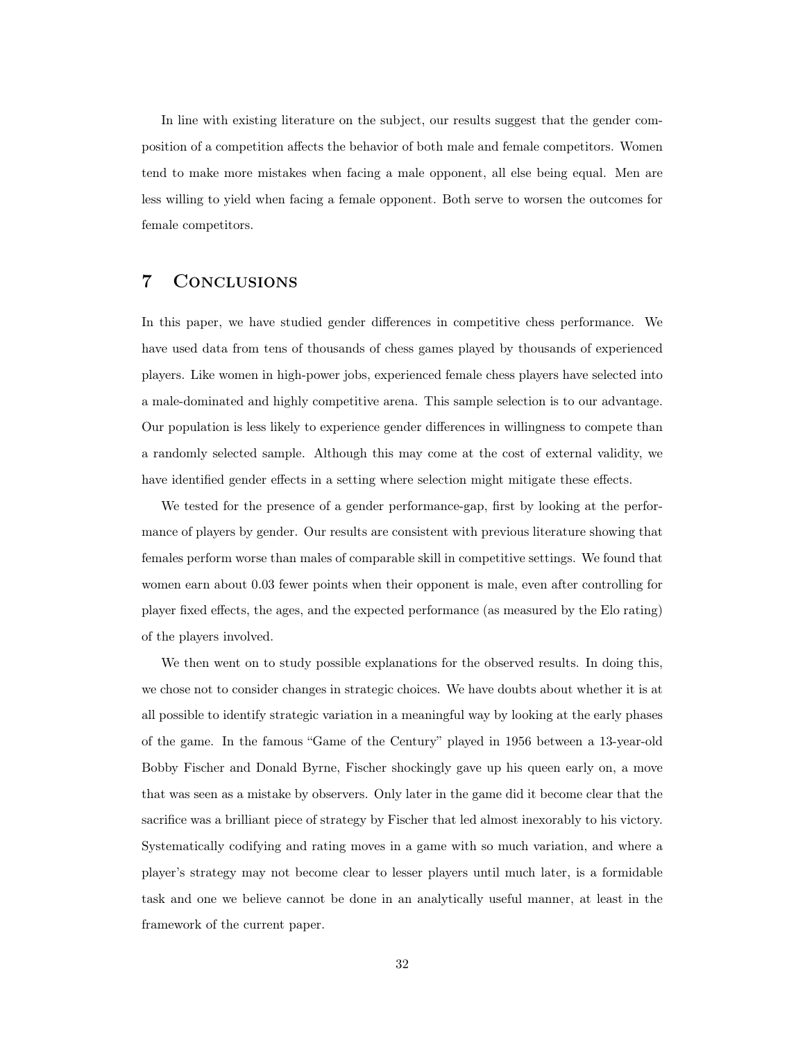In line with existing literature on the subject, our results suggest that the gender composition of a competition affects the behavior of both male and female competitors. Women tend to make more mistakes when facing a male opponent, all else being equal. Men are less willing to yield when facing a female opponent. Both serve to worsen the outcomes for female competitors.

## 7 Conclusions

In this paper, we have studied gender differences in competitive chess performance. We have used data from tens of thousands of chess games played by thousands of experienced players. Like women in high-power jobs, experienced female chess players have selected into a male-dominated and highly competitive arena. This sample selection is to our advantage. Our population is less likely to experience gender differences in willingness to compete than a randomly selected sample. Although this may come at the cost of external validity, we have identified gender effects in a setting where selection might mitigate these effects.

We tested for the presence of a gender performance-gap, first by looking at the performance of players by gender. Our results are consistent with previous literature showing that females perform worse than males of comparable skill in competitive settings. We found that women earn about 0.03 fewer points when their opponent is male, even after controlling for player fixed effects, the ages, and the expected performance (as measured by the Elo rating) of the players involved.

We then went on to study possible explanations for the observed results. In doing this, we chose not to consider changes in strategic choices. We have doubts about whether it is at all possible to identify strategic variation in a meaningful way by looking at the early phases of the game. In the famous "Game of the Century" played in 1956 between a 13-year-old Bobby Fischer and Donald Byrne, Fischer shockingly gave up his queen early on, a move that was seen as a mistake by observers. Only later in the game did it become clear that the sacrifice was a brilliant piece of strategy by Fischer that led almost inexorably to his victory. Systematically codifying and rating moves in a game with so much variation, and where a player's strategy may not become clear to lesser players until much later, is a formidable task and one we believe cannot be done in an analytically useful manner, at least in the framework of the current paper.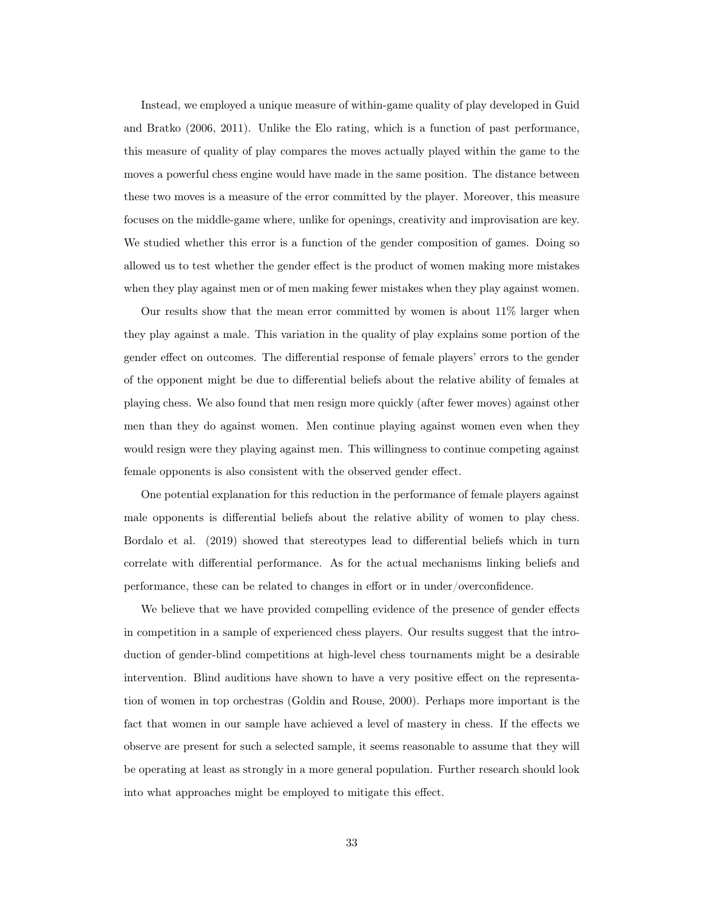Instead, we employed a unique measure of within-game quality of play developed in Guid and Bratko (2006, 2011). Unlike the Elo rating, which is a function of past performance, this measure of quality of play compares the moves actually played within the game to the moves a powerful chess engine would have made in the same position. The distance between these two moves is a measure of the error committed by the player. Moreover, this measure focuses on the middle-game where, unlike for openings, creativity and improvisation are key. We studied whether this error is a function of the gender composition of games. Doing so allowed us to test whether the gender effect is the product of women making more mistakes when they play against men or of men making fewer mistakes when they play against women.

Our results show that the mean error committed by women is about 11% larger when they play against a male. This variation in the quality of play explains some portion of the gender effect on outcomes. The differential response of female players' errors to the gender of the opponent might be due to differential beliefs about the relative ability of females at playing chess. We also found that men resign more quickly (after fewer moves) against other men than they do against women. Men continue playing against women even when they would resign were they playing against men. This willingness to continue competing against female opponents is also consistent with the observed gender effect.

One potential explanation for this reduction in the performance of female players against male opponents is differential beliefs about the relative ability of women to play chess. Bordalo et al. (2019) showed that stereotypes lead to differential beliefs which in turn correlate with differential performance. As for the actual mechanisms linking beliefs and performance, these can be related to changes in effort or in under/overconfidence.

We believe that we have provided compelling evidence of the presence of gender effects in competition in a sample of experienced chess players. Our results suggest that the introduction of gender-blind competitions at high-level chess tournaments might be a desirable intervention. Blind auditions have shown to have a very positive effect on the representation of women in top orchestras (Goldin and Rouse, 2000). Perhaps more important is the fact that women in our sample have achieved a level of mastery in chess. If the effects we observe are present for such a selected sample, it seems reasonable to assume that they will be operating at least as strongly in a more general population. Further research should look into what approaches might be employed to mitigate this effect.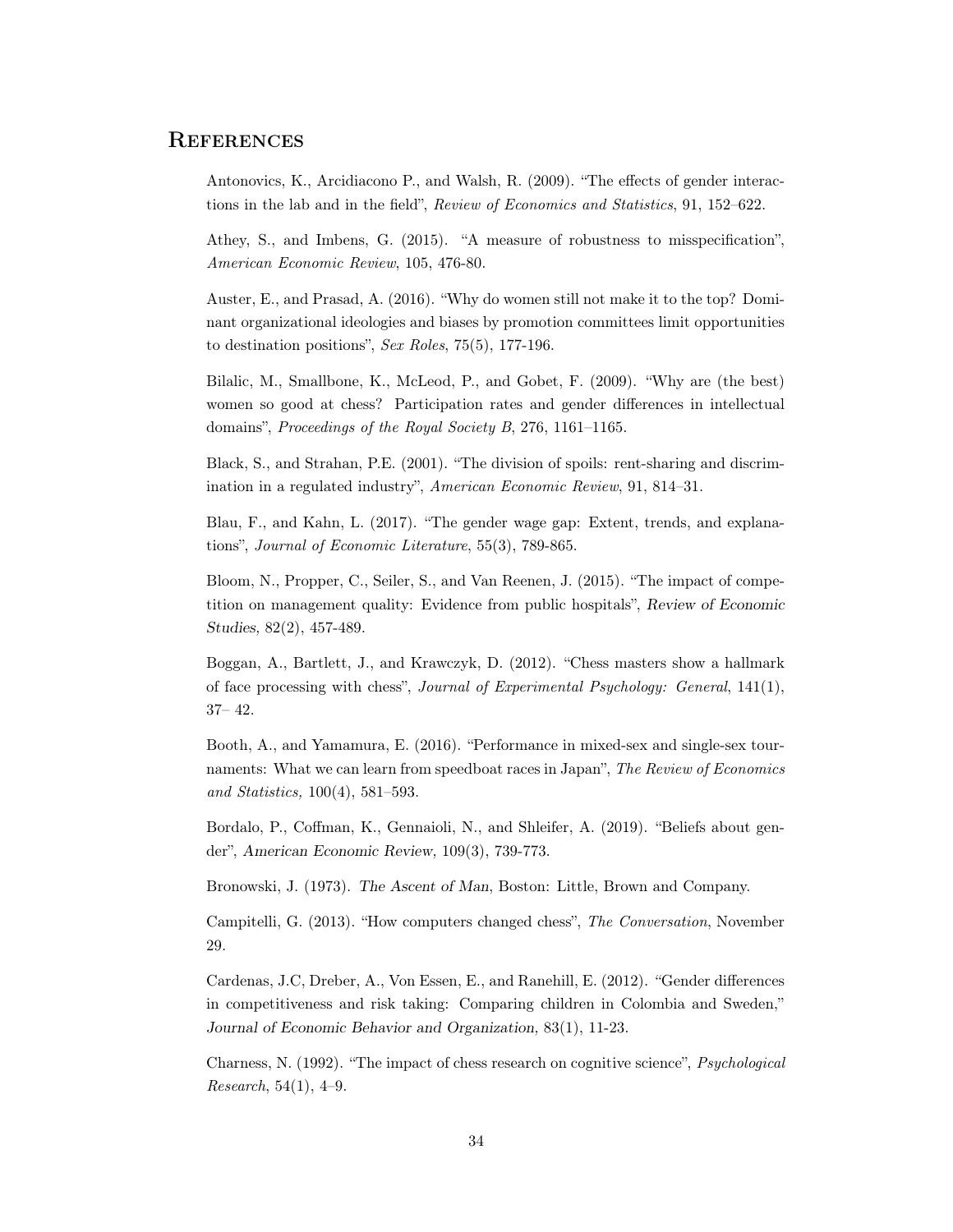# References

Antonovics, K., Arcidiacono P., and Walsh, R. (2009). "The effects of gender interactions in the lab and in the field", *Review of Economics and Statistics*, 91, 152–622.

Athey, S., and Imbens, G. (2015). "A measure of robustness to misspecification", *American Economic Review*, 105, 476-80.

Auster, E., and Prasad, A. (2016). "Why do women still not make it to the top? Dominant organizational ideologies and biases by promotion committees limit opportunities to destination positions", *Sex Roles*, 75(5), 177-196.

Bilalic, M., Smallbone, K., McLeod, P., and Gobet, F. (2009). "Why are (the best) women so good at chess? Participation rates and gender differences in intellectual domains", *Proceedings of the Royal Society B*, 276, 1161–1165.

Black, S., and Strahan, P.E. (2001). "The division of spoils: rent-sharing and discrimination in a regulated industry", *American Economic Review*, 91, 814–31.

Blau, F., and Kahn, L. (2017). "The gender wage gap: Extent, trends, and explanations", *Journal of Economic Literature*, 55(3), 789-865.

Bloom, N., Propper, C., Seiler, S., and Van Reenen, J. (2015). "The impact of competition on management quality: Evidence from public hospitals", *Review of Economic Studies*, 82(2), 457-489.

Boggan, A., Bartlett, J., and Krawczyk, D. (2012). "Chess masters show a hallmark of face processing with chess", *Journal of Experimental Psychology: General*, 141(1), 37– 42.

Booth, A., and Yamamura, E. (2016). "Performance in mixed-sex and single-sex tournaments: What we can learn from speedboat races in Japan", *The Review of Economics and Statistics,* 100(4), 581–593.

Bordalo, P., Coffman, K., Gennaioli, N., and Shleifer, A. (2019). "Beliefs about gender", *American Economic Review,* 109(3), 739-773.

Bronowski, J. (1973). *The Ascent of Man*, Boston: Little, Brown and Company.

Campitelli, G. (2013). "How computers changed chess", *The Conversation*, November 29.

Cardenas, J.C, Dreber, A., Von Essen, E., and Ranehill, E. (2012). "Gender differences in competitiveness and risk taking: Comparing children in Colombia and Sweden," *Journal of Economic Behavior and Organization,* 83(1), 11-23.

Charness, N. (1992). "The impact of chess research on cognitive science", *Psychological Research*, 54(1), 4–9.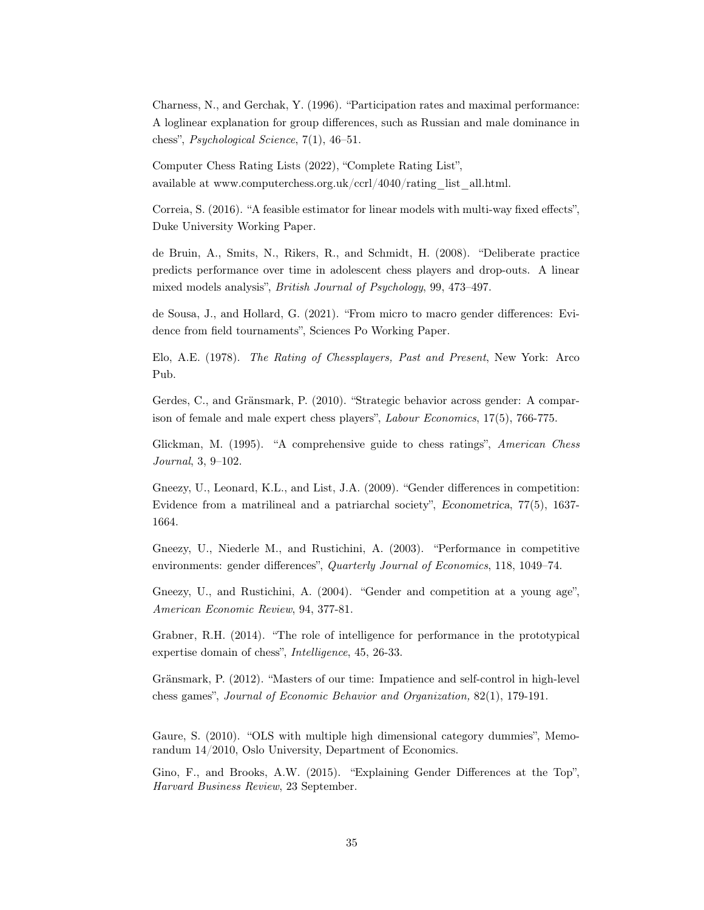Charness, N., and Gerchak, Y. (1996). "Participation rates and maximal performance: A loglinear explanation for group differences, such as Russian and male dominance in chess", *Psychological Science*, 7(1), 46–51.

Computer Chess Rating Lists (2022), "Complete Rating List", available at www.computerchess.org.uk/ccrl/4040/rating_list_all.html.

Correia, S. (2016). "A feasible estimator for linear models with multi-way fixed effects", Duke University Working Paper.

de Bruin, A., Smits, N., Rikers, R., and Schmidt, H. (2008). "Deliberate practice predicts performance over time in adolescent chess players and drop-outs. A linear mixed models analysis", *British Journal of Psychology*, 99, 473–497.

de Sousa, J., and Hollard, G. (2021). "From micro to macro gender differences: Evidence from field tournaments", Sciences Po Working Paper.

Elo, A.E. (1978). *The Rating of Chessplayers, Past and Present*, New York: Arco Pub.

Gerdes, C., and Gränsmark, P. (2010). "Strategic behavior across gender: A comparison of female and male expert chess players", *Labour Economics*, 17(5), 766-775.

Glickman, M. (1995). "A comprehensive guide to chess ratings", *American Chess Journal*, 3, 9–102.

Gneezy, U., Leonard, K.L., and List, J.A. (2009). "Gender differences in competition: Evidence from a matrilineal and a patriarchal society", *Econometrica*, 77(5), 1637-1664.

Gneezy, U., Niederle M., and Rustichini, A. (2003). "Performance in competitive environments: gender differences", *Quarterly Journal of Economics*, 118, 1049–74.

Gneezy, U., and Rustichini, A. (2004). "Gender and competition at a young age", *American Economic Review*, 94, 377-81.

Grabner, R.H. (2014). "The role of intelligence for performance in the prototypical expertise domain of chess", *Intelligence*, 45, 26-33.

Gränsmark, P. (2012). "Masters of our time: Impatience and self-control in high-level chess games", *Journal of Economic Behavior and Organization,* 82(1), 179-191.

Gaure, S. (2010). "OLS with multiple high dimensional category dummies", Memorandum 14/2010, Oslo University, Department of Economics.

Gino, F., and Brooks, A.W. (2015). "Explaining Gender Differences at the Top", *Harvard Business Review*, 23 September.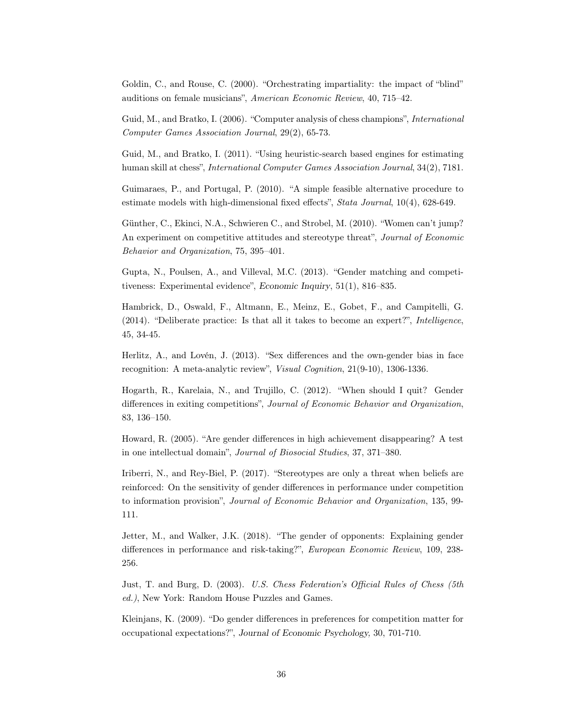Goldin, C., and Rouse, C. (2000). "Orchestrating impartiality: the impact of "blind" auditions on female musicians", *American Economic Review*, 40, 715–42.

Guid, M., and Bratko, I. (2006). "Computer analysis of chess champions", *International Computer Games Association Journal*, 29(2), 65-73.

Guid, M., and Bratko, I. (2011). "Using heuristic-search based engines for estimating human skill at chess", *International Computer Games Association Journal*, 34(2), 7181.

Guimaraes, P., and Portugal, P. (2010). "A simple feasible alternative procedure to estimate models with high-dimensional fixed effects", *Stata Journal*, 10(4), 628-649.

Günther, C., Ekinci, N.A., Schwieren C., and Strobel, M. (2010). "Women can't jump? An experiment on competitive attitudes and stereotype threat", *Journal of Economic Behavior and Organization*, 75, 395–401.

Gupta, N., Poulsen, A., and Villeval, M.C. (2013). "Gender matching and competitiveness: Experimental evidence", *Economic Inquiry*, 51(1), 816–835.

Hambrick, D., Oswald, F., Altmann, E., Meinz, E., Gobet, F., and Campitelli, G. (2014). "Deliberate practice: Is that all it takes to become an expert?", *Intelligence*, 45, 34-45.

Herlitz, A., and Lovén, J. (2013). "Sex differences and the own-gender bias in face recognition: A meta-analytic review", *Visual Cognition*, 21(9-10), 1306-1336.

Hogarth, R., Karelaia, N., and Trujillo, C. (2012). "When should I quit? Gender differences in exiting competitions", *Journal of Economic Behavior and Organization*, 83, 136–150.

Howard, R. (2005). "Are gender differences in high achievement disappearing? A test in one intellectual domain", *Journal of Biosocial Studies*, 37, 371–380.

Iriberri, N., and Rey-Biel, P. (2017). "Stereotypes are only a threat when beliefs are reinforced: On the sensitivity of gender differences in performance under competition to information provision", *Journal of Economic Behavior and Organization*, 135, 99-111.

Jetter, M., and Walker, J.K. (2018). "The gender of opponents: Explaining gender differences in performance and risk-taking?", *European Economic Review*, 109, 238-256.

Just, T. and Burg, D. (2003). *U.S. Chess Federation's Official Rules of Chess (5th ed.)*, New York: Random House Puzzles and Games.

Kleinjans, K. (2009). "Do gender differences in preferences for competition matter for occupational expectations?", *Journal of Economic Psychology*, 30, 701-710.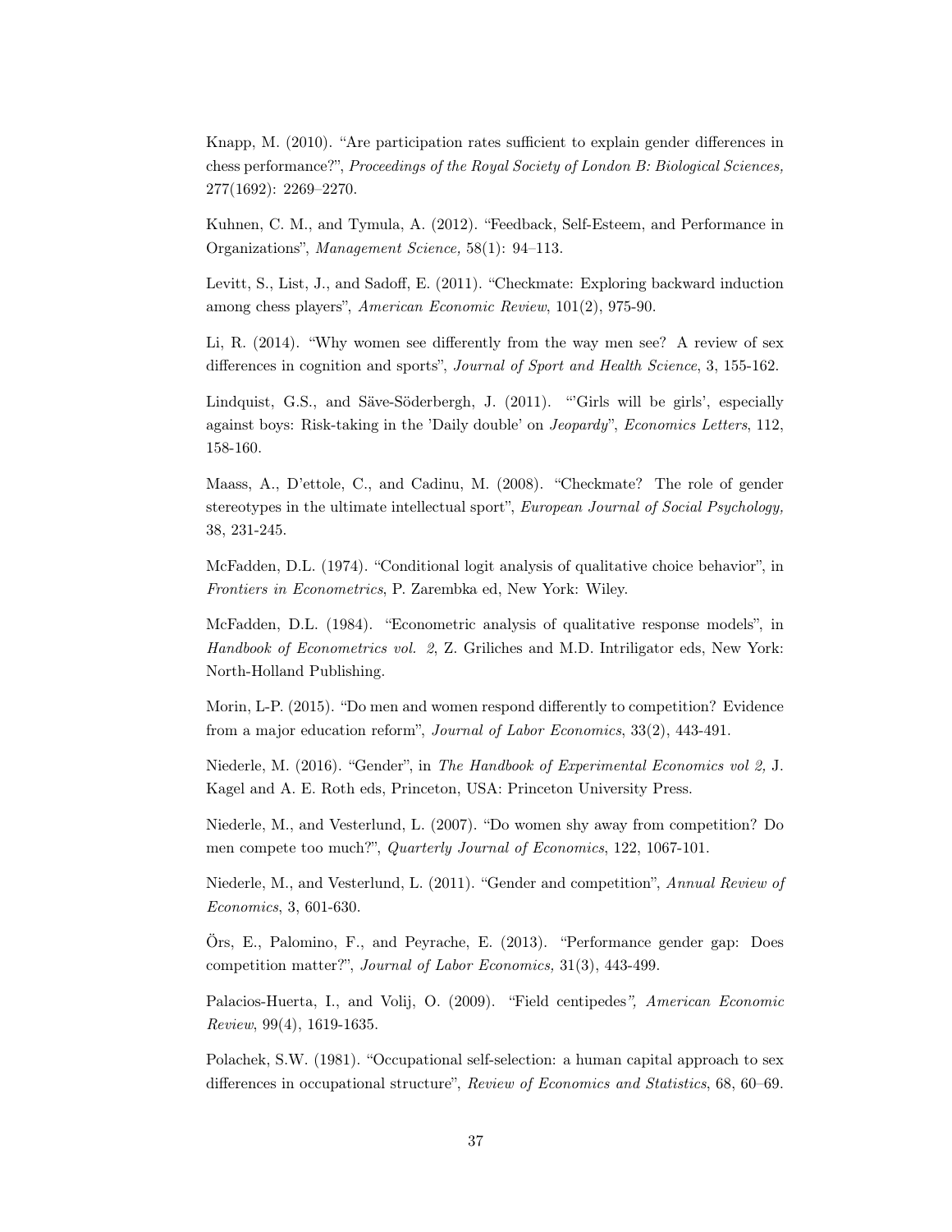Knapp, M. (2010). "Are participation rates sufficient to explain gender differences in chess performance?", *Proceedings of the Royal Society of London B: Biological Sciences,* 277(1692): 2269–2270.

Kuhnen, C. M., and Tymula, A. (2012). "Feedback, Self-Esteem, and Performance in Organizations", *Management Science,* 58(1): 94–113.

Levitt, S., List, J., and Sadoff, E. (2011). "Checkmate: Exploring backward induction among chess players", *American Economic Review*, 101(2), 975-90.

Li, R. (2014). "Why women see differently from the way men see? A review of sex differences in cognition and sports", *Journal of Sport and Health Science*, 3, 155-162.

Lindquist, G.S., and Säve-Söderbergh, J. (2011). "'Girls will be girls', especially against boys: Risk-taking in the 'Daily double' on *Jeopardy*", *Economics Letters*, 112, 158-160.

Maass, A., D'ettole, C., and Cadinu, M. (2008). "Checkmate? The role of gender stereotypes in the ultimate intellectual sport", *European Journal of Social Psychology,* 38, 231-245.

McFadden, D.L. (1974). "Conditional logit analysis of qualitative choice behavior", in *Frontiers in Econometrics*, P. Zarembka ed, New York: Wiley.

McFadden, D.L. (1984). "Econometric analysis of qualitative response models", in *Handbook of Econometrics vol. 2*, Z. Griliches and M.D. Intriligator eds, New York: North-Holland Publishing.

Morin, L-P. (2015). "Do men and women respond differently to competition? Evidence from a major education reform", *Journal of Labor Economics*, 33(2), 443-491.

Niederle, M. (2016). "Gender", in *The Handbook of Experimental Economics vol 2,* J. Kagel and A. E. Roth eds, Princeton, USA: Princeton University Press.

Niederle, M., and Vesterlund, L. (2007). "Do women shy away from competition? Do men compete too much?", *Quarterly Journal of Economics*, 122, 1067-101.

Niederle, M., and Vesterlund, L. (2011). "Gender and competition", *Annual Review of Economics*, 3, 601-630.

Örs, E., Palomino, F., and Peyrache, E. (2013). "Performance gender gap: Does competition matter?", *Journal of Labor Economics,* 31(3), 443-499.

Palacios-Huerta, I., and Volij, O. (2009). "Field centipedes*", American Economic Review*, 99(4), 1619-1635.

Polachek, S.W. (1981). "Occupational self-selection: a human capital approach to sex differences in occupational structure", *Review of Economics and Statistics*, 68, 60–69.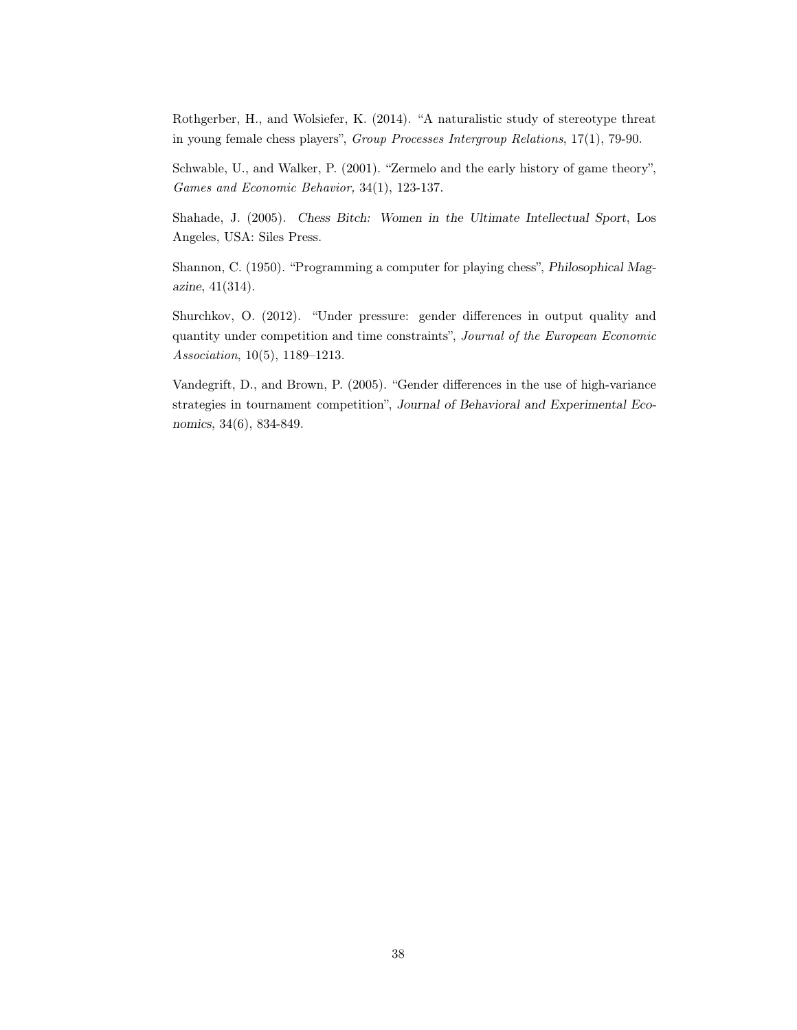Rothgerber, H., and Wolsiefer, K. (2014). "A naturalistic study of stereotype threat in young female chess players", *Group Processes Intergroup Relations*, 17(1), 79-90.

Schwable, U., and Walker, P. (2001). "Zermelo and the early history of game theory", *Games and Economic Behavior,* 34(1), 123-137.

Shahade, J. (2005). *Chess Bitch: Women in the Ultimate Intellectual Sport*, Los Angeles, USA: Siles Press.

Shannon, C. (1950). "Programming a computer for playing chess", *Philosophical Magazine*, 41(314).

Shurchkov, O. (2012). "Under pressure: gender differences in output quality and quantity under competition and time constraints", *Journal of the European Economic Association*, 10(5), 1189–1213.

Vandegrift, D., and Brown, P. (2005). "Gender differences in the use of high-variance strategies in tournament competition", *Journal of Behavioral and Experimental Economics*, 34(6), 834-849.